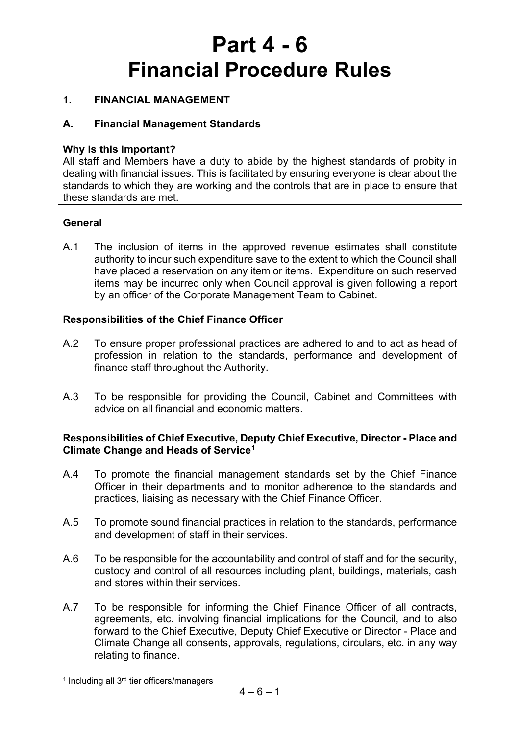# Part 4 - 6
# Financial Procedure Rules

## 1. FINANCIAL MANAGEMENT

### A. Financial Management Standards

**Why is this important?**
All staff and Members have a duty to abide by the highest standards of probity in dealing with financial issues. This is facilitated by ensuring everyone is clear about the standards to which they are working and the controls that are in place to ensure that these standards are met.

**General**

A.1 The inclusion of items in the approved revenue estimates shall constitute authority to incur such expenditure save to the extent to which the Council shall have placed a reservation on any item or items. Expenditure on such reserved items may be incurred only when Council approval is given following a report by an officer of the Corporate Management Team to Cabinet.

**Responsibilities of the Chief Finance Officer**

A.2 To ensure proper professional practices are adhered to and to act as head of profession in relation to the standards, performance and development of finance staff throughout the Authority.

A.3 To be responsible for providing the Council, Cabinet and Committees with advice on all financial and economic matters.

**Responsibilities of Chief Executive, Deputy Chief Executive, Director - Place and Climate Change and Heads of Service[1]**

A.4 To promote the financial management standards set by the Chief Finance Officer in their departments and to monitor adherence to the standards and practices, liaising as necessary with the Chief Finance Officer.

A.5 To promote sound financial practices in relation to the standards, performance and development of staff in their services.

A.6 To be responsible for the accountability and control of staff and for the security, custody and control of all resources including plant, buildings, materials, cash and stores within their services.

A.7 To be responsible for informing the Chief Finance Officer of all contracts, agreements, etc. involving financial implications for the Council, and to also forward to the Chief Executive, Deputy Chief Executive or Director - Place and Climate Change all consents, approvals, regulations, circulars, etc. in any way relating to finance.

---

[1] Including all 3rd tier officers/managers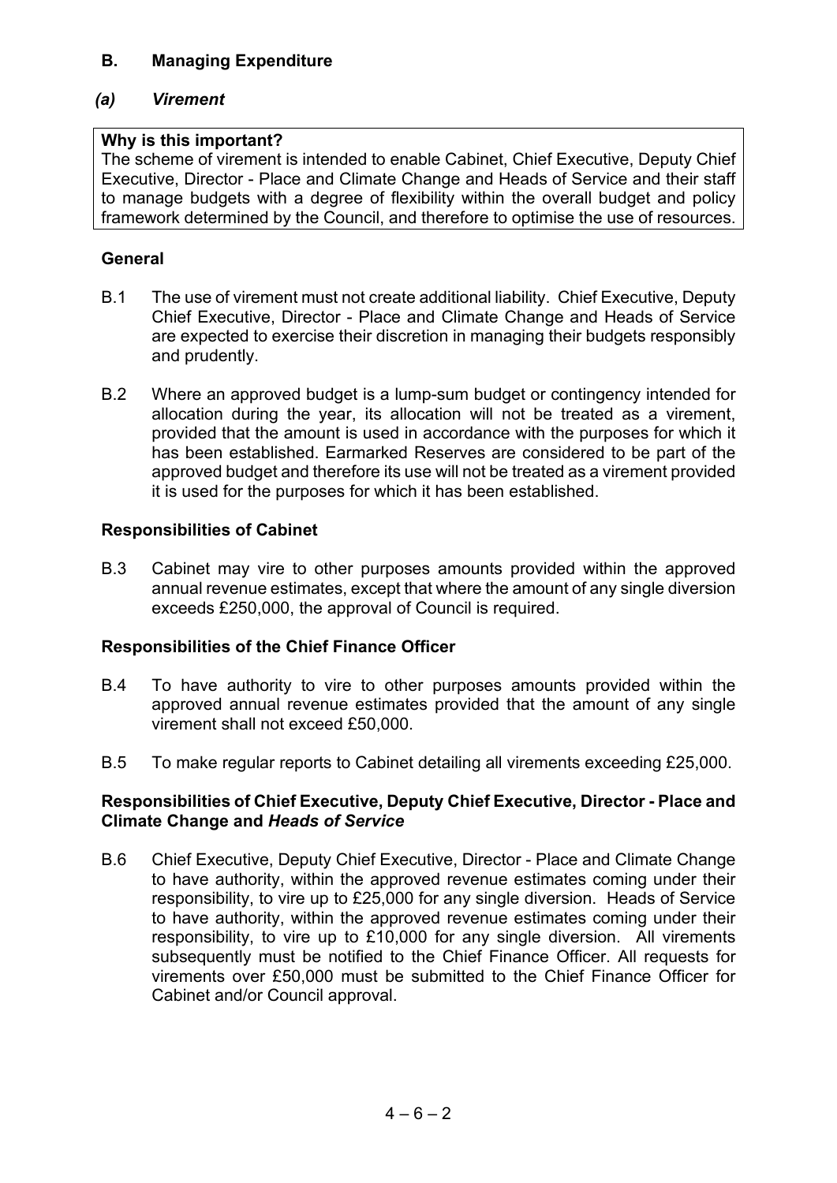## B. Managing Expenditure

### *(a) Virement*

> **Why is this important?**
> The scheme of virement is intended to enable Cabinet, Chief Executive, Deputy Chief Executive, Director - Place and Climate Change and Heads of Service and their staff to manage budgets with a degree of flexibility within the overall budget and policy framework determined by the Council, and therefore to optimise the use of resources.

**General**

B.1 The use of virement must not create additional liability. Chief Executive, Deputy Chief Executive, Director - Place and Climate Change and Heads of Service are expected to exercise their discretion in managing their budgets responsibly and prudently.

B.2 Where an approved budget is a lump-sum budget or contingency intended for allocation during the year, its allocation will not be treated as a virement, provided that the amount is used in accordance with the purposes for which it has been established. Earmarked Reserves are considered to be part of the approved budget and therefore its use will not be treated as a virement provided it is used for the purposes for which it has been established.

**Responsibilities of Cabinet**

B.3 Cabinet may vire to other purposes amounts provided within the approved annual revenue estimates, except that where the amount of any single diversion exceeds £250,000, the approval of Council is required.

**Responsibilities of the Chief Finance Officer**

B.4 To have authority to vire to other purposes amounts provided within the approved annual revenue estimates provided that the amount of any single virement shall not exceed £50,000.

B.5 To make regular reports to Cabinet detailing all virements exceeding £25,000.

**Responsibilities of Chief Executive, Deputy Chief Executive, Director - Place and Climate Change and *Heads of Service***

B.6 Chief Executive, Deputy Chief Executive, Director - Place and Climate Change to have authority, within the approved revenue estimates coming under their responsibility, to vire up to £25,000 for any single diversion. Heads of Service to have authority, within the approved revenue estimates coming under their responsibility, to vire up to £10,000 for any single diversion. All virements subsequently must be notified to the Chief Finance Officer. All requests for virements over £50,000 must be submitted to the Chief Finance Officer for Cabinet and/or Council approval.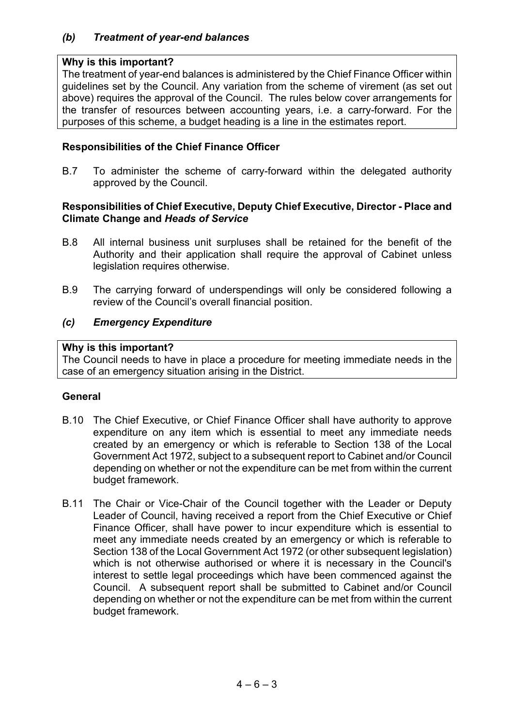### *(b) Treatment of year-end balances*

**Why is this important?**
The treatment of year-end balances is administered by the Chief Finance Officer within guidelines set by the Council. Any variation from the scheme of virement (as set out above) requires the approval of the Council. The rules below cover arrangements for the transfer of resources between accounting years, i.e. a carry-forward. For the purposes of this scheme, a budget heading is a line in the estimates report.

**Responsibilities of the Chief Finance Officer**

B.7 To administer the scheme of carry-forward within the delegated authority approved by the Council.

**Responsibilities of Chief Executive, Deputy Chief Executive, Director - Place and Climate Change and *Heads of Service***

B.8 All internal business unit surpluses shall be retained for the benefit of the Authority and their application shall require the approval of Cabinet unless legislation requires otherwise.

B.9 The carrying forward of underspendings will only be considered following a review of the Council's overall financial position.

### *(c) Emergency Expenditure*

**Why is this important?**
The Council needs to have in place a procedure for meeting immediate needs in the case of an emergency situation arising in the District.

**General**

B.10 The Chief Executive, or Chief Finance Officer shall have authority to approve expenditure on any item which is essential to meet any immediate needs created by an emergency or which is referable to Section 138 of the Local Government Act 1972, subject to a subsequent report to Cabinet and/or Council depending on whether or not the expenditure can be met from within the current budget framework.

B.11 The Chair or Vice-Chair of the Council together with the Leader or Deputy Leader of Council, having received a report from the Chief Executive or Chief Finance Officer, shall have power to incur expenditure which is essential to meet any immediate needs created by an emergency or which is referable to Section 138 of the Local Government Act 1972 (or other subsequent legislation) which is not otherwise authorised or where it is necessary in the Council's interest to settle legal proceedings which have been commenced against the Council. A subsequent report shall be submitted to Cabinet and/or Council depending on whether or not the expenditure can be met from within the current budget framework.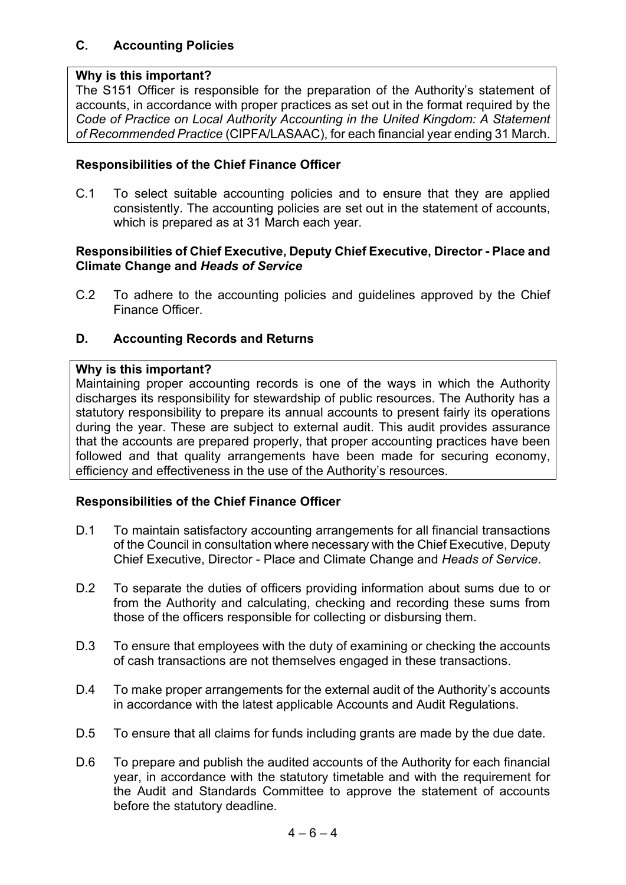## C. Accounting Policies

**Why is this important?**
The S151 Officer is responsible for the preparation of the Authority's statement of accounts, in accordance with proper practices as set out in the format required by the *Code of Practice on Local Authority Accounting in the United Kingdom: A Statement of Recommended Practice* (CIPFA/LASAAC), for each financial year ending 31 March.

**Responsibilities of the Chief Finance Officer**

C.1 To select suitable accounting policies and to ensure that they are applied consistently. The accounting policies are set out in the statement of accounts, which is prepared as at 31 March each year.

**Responsibilities of Chief Executive, Deputy Chief Executive, Director - Place and Climate Change and *Heads of Service***

C.2 To adhere to the accounting policies and guidelines approved by the Chief Finance Officer.

## D. Accounting Records and Returns

**Why is this important?**
Maintaining proper accounting records is one of the ways in which the Authority discharges its responsibility for stewardship of public resources. The Authority has a statutory responsibility to prepare its annual accounts to present fairly its operations during the year. These are subject to external audit. This audit provides assurance that the accounts are prepared properly, that proper accounting practices have been followed and that quality arrangements have been made for securing economy, efficiency and effectiveness in the use of the Authority's resources.

**Responsibilities of the Chief Finance Officer**

D.1 To maintain satisfactory accounting arrangements for all financial transactions of the Council in consultation where necessary with the Chief Executive, Deputy Chief Executive, Director - Place and Climate Change and *Heads of Service*.

D.2 To separate the duties of officers providing information about sums due to or from the Authority and calculating, checking and recording these sums from those of the officers responsible for collecting or disbursing them.

D.3 To ensure that employees with the duty of examining or checking the accounts of cash transactions are not themselves engaged in these transactions.

D.4 To make proper arrangements for the external audit of the Authority's accounts in accordance with the latest applicable Accounts and Audit Regulations.

D.5 To ensure that all claims for funds including grants are made by the due date.

D.6 To prepare and publish the audited accounts of the Authority for each financial year, in accordance with the statutory timetable and with the requirement for the Audit and Standards Committee to approve the statement of accounts before the statutory deadline.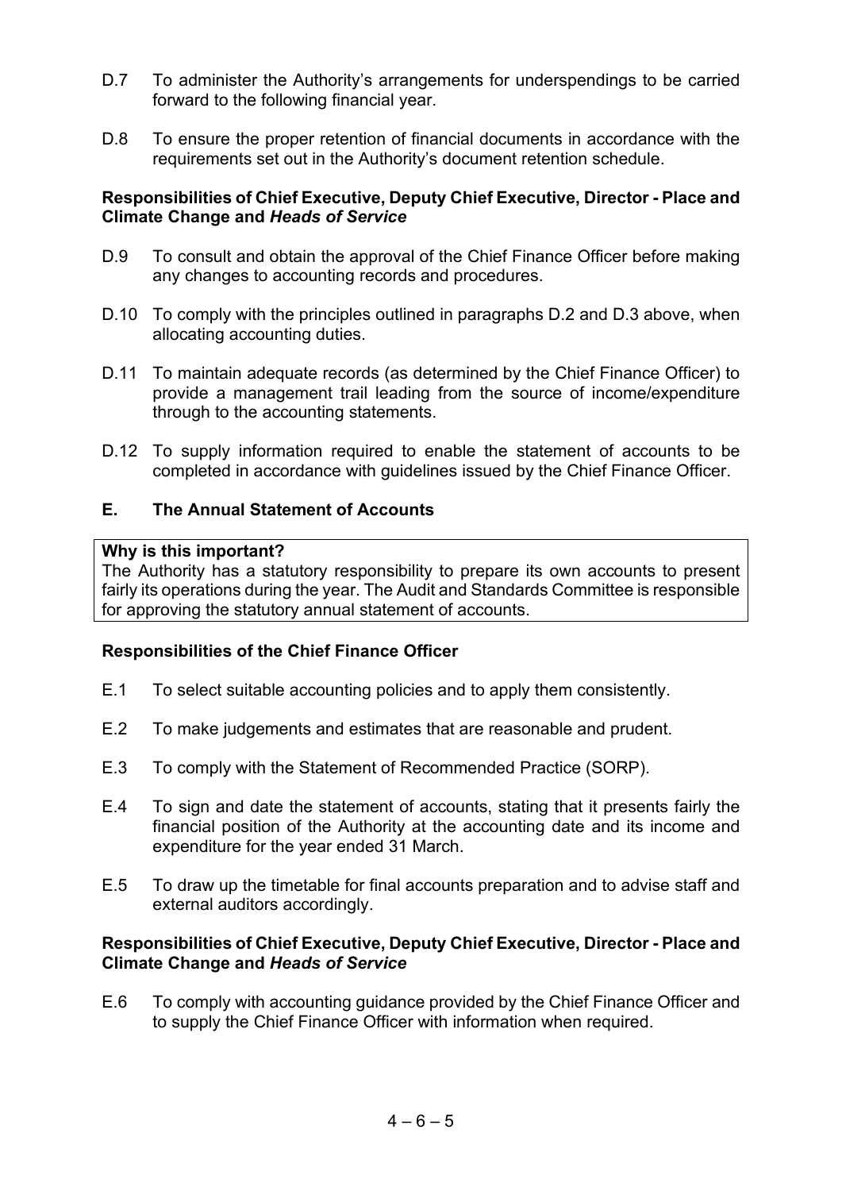D.7 To administer the Authority's arrangements for underspendings to be carried forward to the following financial year.

D.8 To ensure the proper retention of financial documents in accordance with the requirements set out in the Authority's document retention schedule.

**Responsibilities of Chief Executive, Deputy Chief Executive, Director - Place and Climate Change and *Heads of Service***

D.9 To consult and obtain the approval of the Chief Finance Officer before making any changes to accounting records and procedures.

D.10 To comply with the principles outlined in paragraphs D.2 and D.3 above, when allocating accounting duties.

D.11 To maintain adequate records (as determined by the Chief Finance Officer) to provide a management trail leading from the source of income/expenditure through to the accounting statements.

D.12 To supply information required to enable the statement of accounts to be completed in accordance with guidelines issued by the Chief Finance Officer.

## E. The Annual Statement of Accounts

**Why is this important?**
The Authority has a statutory responsibility to prepare its own accounts to present fairly its operations during the year. The Audit and Standards Committee is responsible for approving the statutory annual statement of accounts.

**Responsibilities of the Chief Finance Officer**

E.1 To select suitable accounting policies and to apply them consistently.

E.2 To make judgements and estimates that are reasonable and prudent.

E.3 To comply with the Statement of Recommended Practice (SORP).

E.4 To sign and date the statement of accounts, stating that it presents fairly the financial position of the Authority at the accounting date and its income and expenditure for the year ended 31 March.

E.5 To draw up the timetable for final accounts preparation and to advise staff and external auditors accordingly.

**Responsibilities of Chief Executive, Deputy Chief Executive, Director - Place and Climate Change and *Heads of Service***

E.6 To comply with accounting guidance provided by the Chief Finance Officer and to supply the Chief Finance Officer with information when required.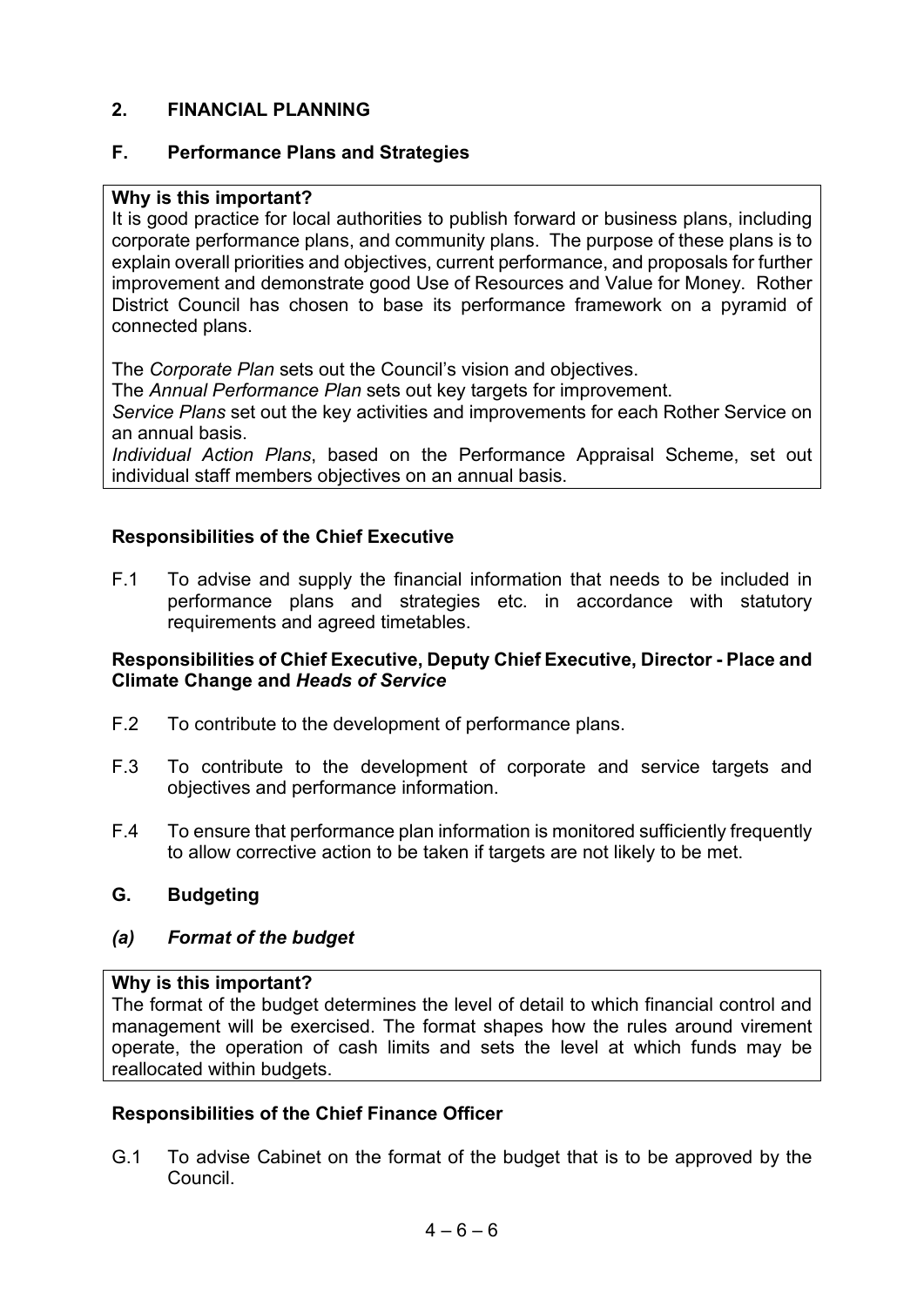## 2. FINANCIAL PLANNING

### F. Performance Plans and Strategies

**Why is this important?**
It is good practice for local authorities to publish forward or business plans, including corporate performance plans, and community plans. The purpose of these plans is to explain overall priorities and objectives, current performance, and proposals for further improvement and demonstrate good Use of Resources and Value for Money. Rother District Council has chosen to base its performance framework on a pyramid of connected plans.

The *Corporate Plan* sets out the Council's vision and objectives.
The *Annual Performance Plan* sets out key targets for improvement.
*Service Plans* set out the key activities and improvements for each Rother Service on an annual basis.
*Individual Action Plans*, based on the Performance Appraisal Scheme, set out individual staff members objectives on an annual basis.

**Responsibilities of the Chief Executive**

F.1 To advise and supply the financial information that needs to be included in performance plans and strategies etc. in accordance with statutory requirements and agreed timetables.

**Responsibilities of Chief Executive, Deputy Chief Executive, Director - Place and Climate Change and *Heads of Service***

F.2 To contribute to the development of performance plans.

F.3 To contribute to the development of corporate and service targets and objectives and performance information.

F.4 To ensure that performance plan information is monitored sufficiently frequently to allow corrective action to be taken if targets are not likely to be met.

### G. Budgeting

#### *(a) Format of the budget*

**Why is this important?**
The format of the budget determines the level of detail to which financial control and management will be exercised. The format shapes how the rules around virement operate, the operation of cash limits and sets the level at which funds may be reallocated within budgets.

**Responsibilities of the Chief Finance Officer**

G.1 To advise Cabinet on the format of the budget that is to be approved by the Council.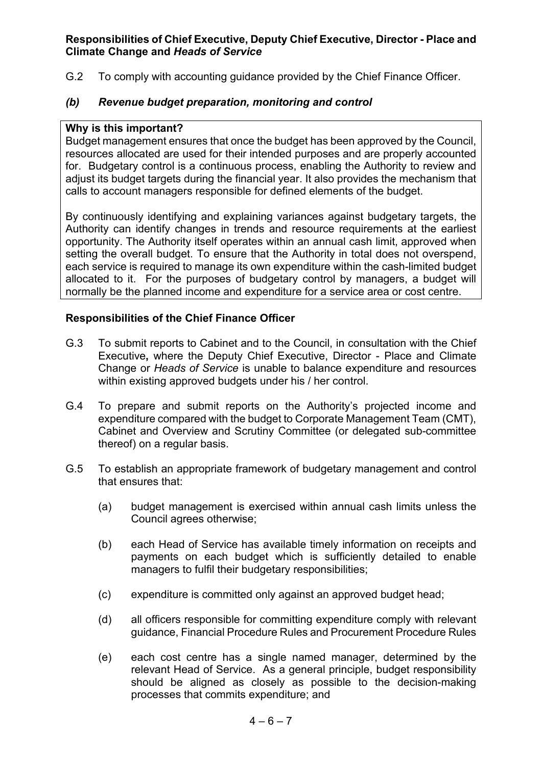**Responsibilities of Chief Executive, Deputy Chief Executive, Director - Place and Climate Change and *Heads of Service***

G.2 To comply with accounting guidance provided by the Chief Finance Officer.

### *(b) Revenue budget preparation, monitoring and control*

**Why is this important?**
Budget management ensures that once the budget has been approved by the Council, resources allocated are used for their intended purposes and are properly accounted for. Budgetary control is a continuous process, enabling the Authority to review and adjust its budget targets during the financial year. It also provides the mechanism that calls to account managers responsible for defined elements of the budget.

By continuously identifying and explaining variances against budgetary targets, the Authority can identify changes in trends and resource requirements at the earliest opportunity. The Authority itself operates within an annual cash limit, approved when setting the overall budget. To ensure that the Authority in total does not overspend, each service is required to manage its own expenditure within the cash-limited budget allocated to it. For the purposes of budgetary control by managers, a budget will normally be the planned income and expenditure for a service area or cost centre.

**Responsibilities of the Chief Finance Officer**

G.3 To submit reports to Cabinet and to the Council, in consultation with the Chief Executive**,** where the Deputy Chief Executive, Director - Place and Climate Change or *Heads of Service* is unable to balance expenditure and resources within existing approved budgets under his / her control.

G.4 To prepare and submit reports on the Authority's projected income and expenditure compared with the budget to Corporate Management Team (CMT), Cabinet and Overview and Scrutiny Committee (or delegated sub-committee thereof) on a regular basis.

G.5 To establish an appropriate framework of budgetary management and control that ensures that:

(a) budget management is exercised within annual cash limits unless the Council agrees otherwise;

(b) each Head of Service has available timely information on receipts and payments on each budget which is sufficiently detailed to enable managers to fulfil their budgetary responsibilities;

(c) expenditure is committed only against an approved budget head;

(d) all officers responsible for committing expenditure comply with relevant guidance, Financial Procedure Rules and Procurement Procedure Rules

(e) each cost centre has a single named manager, determined by the relevant Head of Service. As a general principle, budget responsibility should be aligned as closely as possible to the decision-making processes that commits expenditure; and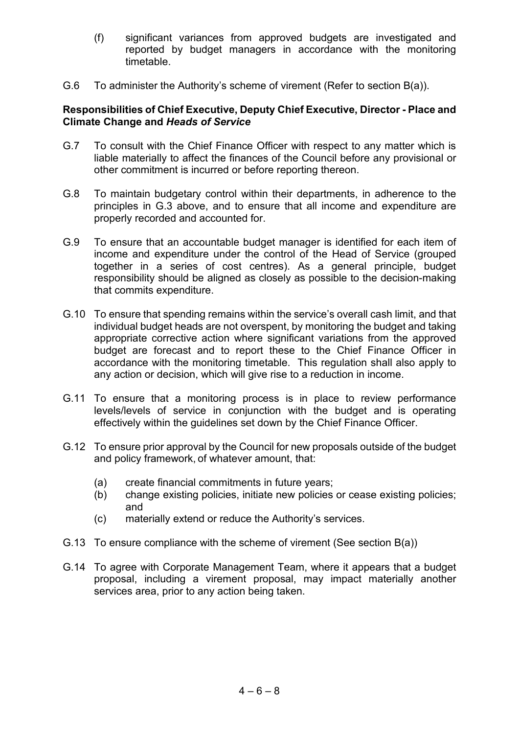(f) significant variances from approved budgets are investigated and reported by budget managers in accordance with the monitoring timetable.

G.6 To administer the Authority's scheme of virement (Refer to section B(a)).

**Responsibilities of Chief Executive, Deputy Chief Executive, Director - Place and Climate Change and *Heads of Service***

G.7 To consult with the Chief Finance Officer with respect to any matter which is liable materially to affect the finances of the Council before any provisional or other commitment is incurred or before reporting thereon.

G.8 To maintain budgetary control within their departments, in adherence to the principles in G.3 above, and to ensure that all income and expenditure are properly recorded and accounted for.

G.9 To ensure that an accountable budget manager is identified for each item of income and expenditure under the control of the Head of Service (grouped together in a series of cost centres). As a general principle, budget responsibility should be aligned as closely as possible to the decision-making that commits expenditure.

G.10 To ensure that spending remains within the service's overall cash limit, and that individual budget heads are not overspent, by monitoring the budget and taking appropriate corrective action where significant variations from the approved budget are forecast and to report these to the Chief Finance Officer in accordance with the monitoring timetable. This regulation shall also apply to any action or decision, which will give rise to a reduction in income.

G.11 To ensure that a monitoring process is in place to review performance levels/levels of service in conjunction with the budget and is operating effectively within the guidelines set down by the Chief Finance Officer.

G.12 To ensure prior approval by the Council for new proposals outside of the budget and policy framework, of whatever amount, that:

(a) create financial commitments in future years;
(b) change existing policies, initiate new policies or cease existing policies; and
(c) materially extend or reduce the Authority's services.

G.13 To ensure compliance with the scheme of virement (See section B(a))

G.14 To agree with Corporate Management Team, where it appears that a budget proposal, including a virement proposal, may impact materially another services area, prior to any action being taken.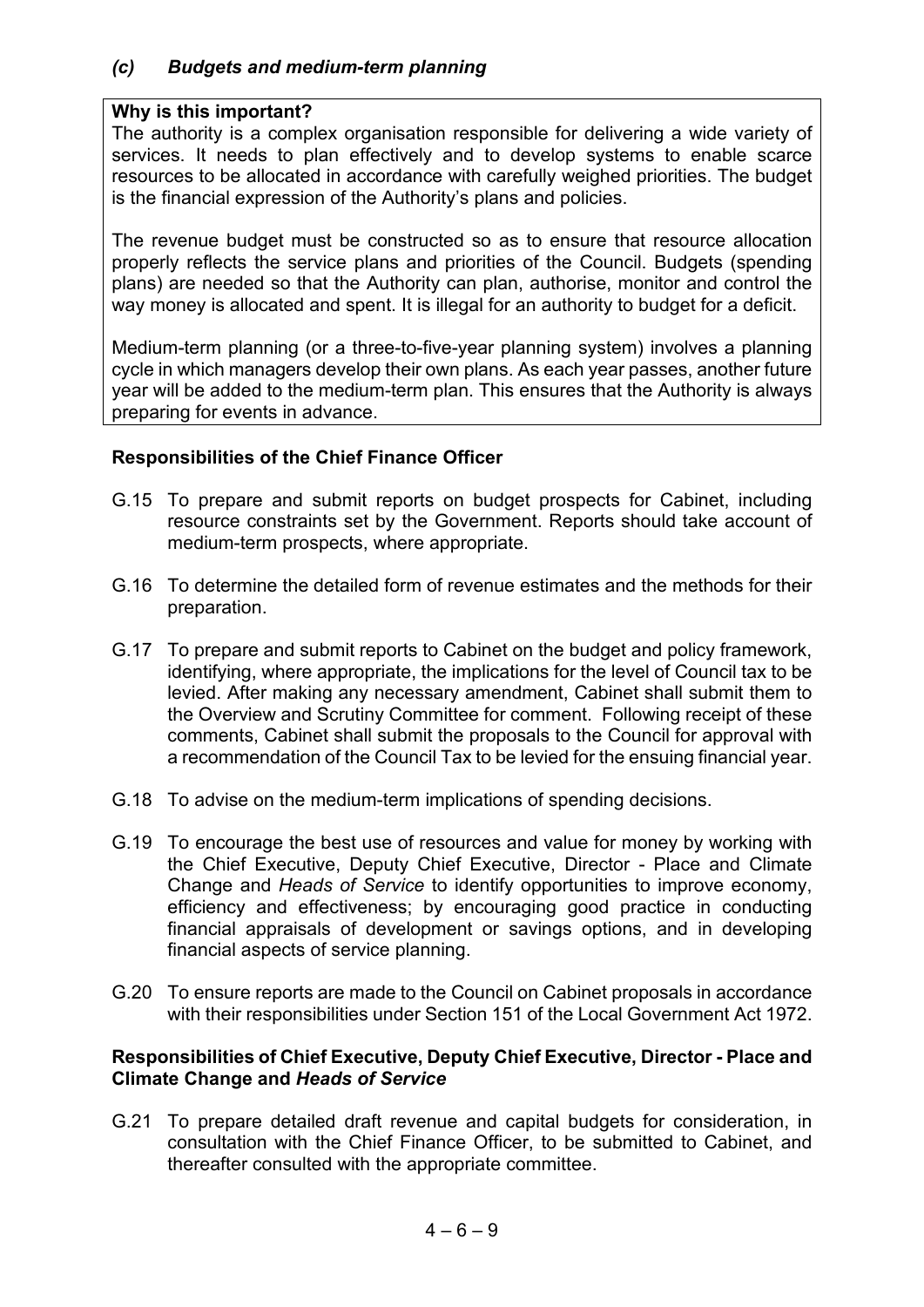### *(c) Budgets and medium-term planning*

**Why is this important?**

The authority is a complex organisation responsible for delivering a wide variety of services. It needs to plan effectively and to develop systems to enable scarce resources to be allocated in accordance with carefully weighed priorities. The budget is the financial expression of the Authority's plans and policies.

The revenue budget must be constructed so as to ensure that resource allocation properly reflects the service plans and priorities of the Council. Budgets (spending plans) are needed so that the Authority can plan, authorise, monitor and control the way money is allocated and spent. It is illegal for an authority to budget for a deficit.

Medium-term planning (or a three-to-five-year planning system) involves a planning cycle in which managers develop their own plans. As each year passes, another future year will be added to the medium-term plan. This ensures that the Authority is always preparing for events in advance.

**Responsibilities of the Chief Finance Officer**

G.15 To prepare and submit reports on budget prospects for Cabinet, including resource constraints set by the Government. Reports should take account of medium-term prospects, where appropriate.

G.16 To determine the detailed form of revenue estimates and the methods for their preparation.

G.17 To prepare and submit reports to Cabinet on the budget and policy framework, identifying, where appropriate, the implications for the level of Council tax to be levied. After making any necessary amendment, Cabinet shall submit them to the Overview and Scrutiny Committee for comment. Following receipt of these comments, Cabinet shall submit the proposals to the Council for approval with a recommendation of the Council Tax to be levied for the ensuing financial year.

G.18 To advise on the medium-term implications of spending decisions.

G.19 To encourage the best use of resources and value for money by working with the Chief Executive, Deputy Chief Executive, Director - Place and Climate Change and *Heads of Service* to identify opportunities to improve economy, efficiency and effectiveness; by encouraging good practice in conducting financial appraisals of development or savings options, and in developing financial aspects of service planning.

G.20 To ensure reports are made to the Council on Cabinet proposals in accordance with their responsibilities under Section 151 of the Local Government Act 1972.

**Responsibilities of Chief Executive, Deputy Chief Executive, Director - Place and Climate Change and *Heads of Service***

G.21 To prepare detailed draft revenue and capital budgets for consideration, in consultation with the Chief Finance Officer, to be submitted to Cabinet, and thereafter consulted with the appropriate committee.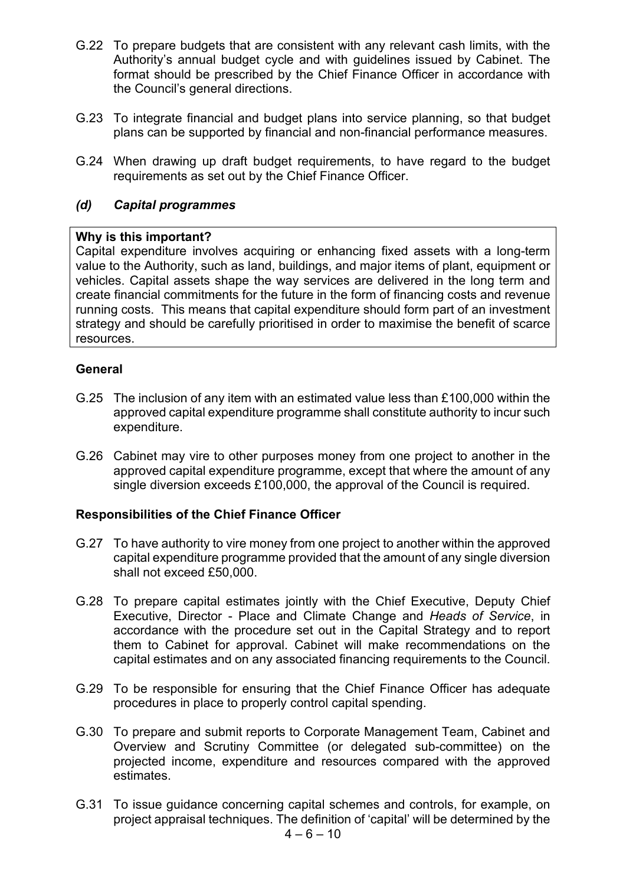G.22 To prepare budgets that are consistent with any relevant cash limits, with the Authority's annual budget cycle and with guidelines issued by Cabinet. The format should be prescribed by the Chief Finance Officer in accordance with the Council's general directions.

G.23 To integrate financial and budget plans into service planning, so that budget plans can be supported by financial and non-financial performance measures.

G.24 When drawing up draft budget requirements, to have regard to the budget requirements as set out by the Chief Finance Officer.

### *(d) Capital programmes*

> **Why is this important?**
> Capital expenditure involves acquiring or enhancing fixed assets with a long-term value to the Authority, such as land, buildings, and major items of plant, equipment or vehicles. Capital assets shape the way services are delivered in the long term and create financial commitments for the future in the form of financing costs and revenue running costs. This means that capital expenditure should form part of an investment strategy and should be carefully prioritised in order to maximise the benefit of scarce resources.

#### General

G.25 The inclusion of any item with an estimated value less than £100,000 within the approved capital expenditure programme shall constitute authority to incur such expenditure.

G.26 Cabinet may vire to other purposes money from one project to another in the approved capital expenditure programme, except that where the amount of any single diversion exceeds £100,000, the approval of the Council is required.

#### Responsibilities of the Chief Finance Officer

G.27 To have authority to vire money from one project to another within the approved capital expenditure programme provided that the amount of any single diversion shall not exceed £50,000.

G.28 To prepare capital estimates jointly with the Chief Executive, Deputy Chief Executive, Director - Place and Climate Change and *Heads of Service*, in accordance with the procedure set out in the Capital Strategy and to report them to Cabinet for approval. Cabinet will make recommendations on the capital estimates and on any associated financing requirements to the Council.

G.29 To be responsible for ensuring that the Chief Finance Officer has adequate procedures in place to properly control capital spending.

G.30 To prepare and submit reports to Corporate Management Team, Cabinet and Overview and Scrutiny Committee (or delegated sub-committee) on the projected income, expenditure and resources compared with the approved estimates.

G.31 To issue guidance concerning capital schemes and controls, for example, on project appraisal techniques. The definition of 'capital' will be determined by the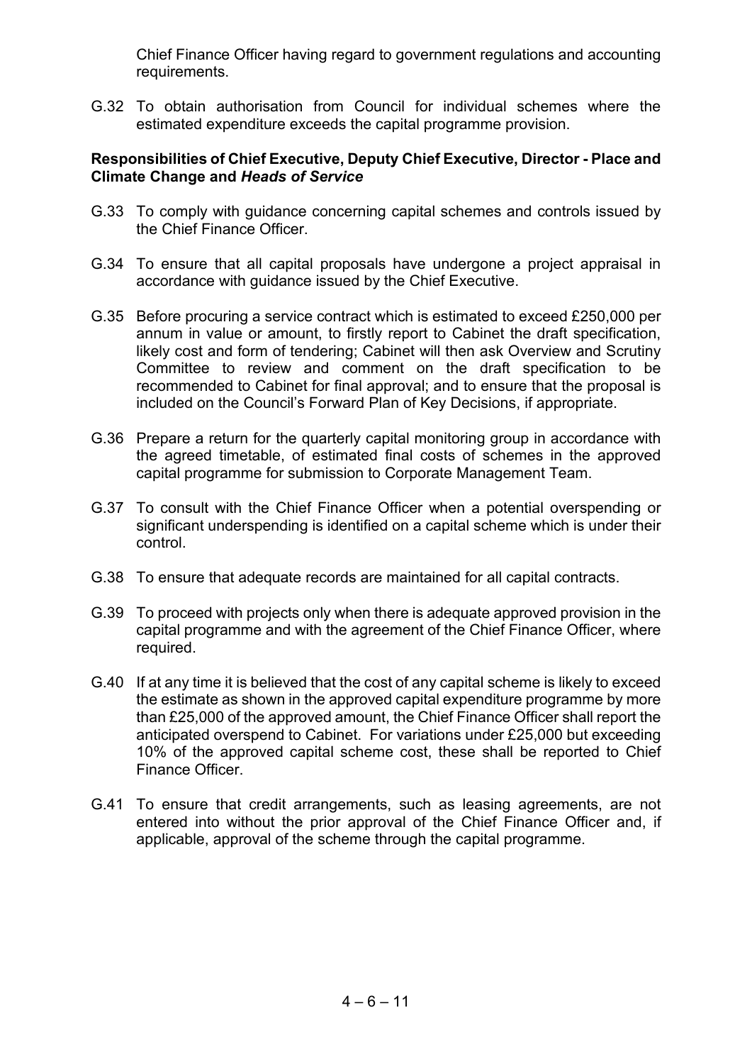Chief Finance Officer having regard to government regulations and accounting requirements.

G.32 To obtain authorisation from Council for individual schemes where the estimated expenditure exceeds the capital programme provision.

**Responsibilities of Chief Executive, Deputy Chief Executive, Director - Place and Climate Change and *Heads of Service***

G.33 To comply with guidance concerning capital schemes and controls issued by the Chief Finance Officer.

G.34 To ensure that all capital proposals have undergone a project appraisal in accordance with guidance issued by the Chief Executive.

G.35 Before procuring a service contract which is estimated to exceed £250,000 per annum in value or amount, to firstly report to Cabinet the draft specification, likely cost and form of tendering; Cabinet will then ask Overview and Scrutiny Committee to review and comment on the draft specification to be recommended to Cabinet for final approval; and to ensure that the proposal is included on the Council's Forward Plan of Key Decisions, if appropriate.

G.36 Prepare a return for the quarterly capital monitoring group in accordance with the agreed timetable, of estimated final costs of schemes in the approved capital programme for submission to Corporate Management Team.

G.37 To consult with the Chief Finance Officer when a potential overspending or significant underspending is identified on a capital scheme which is under their control.

G.38 To ensure that adequate records are maintained for all capital contracts.

G.39 To proceed with projects only when there is adequate approved provision in the capital programme and with the agreement of the Chief Finance Officer, where required.

G.40 If at any time it is believed that the cost of any capital scheme is likely to exceed the estimate as shown in the approved capital expenditure programme by more than £25,000 of the approved amount, the Chief Finance Officer shall report the anticipated overspend to Cabinet. For variations under £25,000 but exceeding 10% of the approved capital scheme cost, these shall be reported to Chief Finance Officer.

G.41 To ensure that credit arrangements, such as leasing agreements, are not entered into without the prior approval of the Chief Finance Officer and, if applicable, approval of the scheme through the capital programme.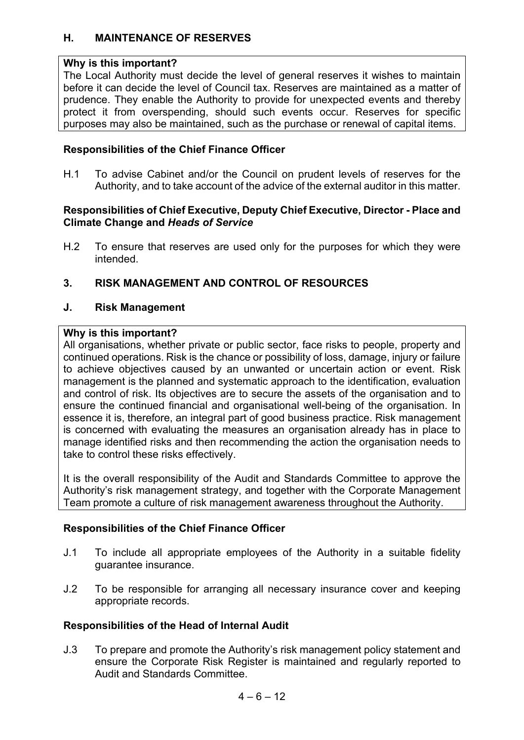## H. MAINTENANCE OF RESERVES

**Why is this important?**
The Local Authority must decide the level of general reserves it wishes to maintain before it can decide the level of Council tax. Reserves are maintained as a matter of prudence. They enable the Authority to provide for unexpected events and thereby protect it from overspending, should such events occur. Reserves for specific purposes may also be maintained, such as the purchase or renewal of capital items.

**Responsibilities of the Chief Finance Officer**

H.1 To advise Cabinet and/or the Council on prudent levels of reserves for the Authority, and to take account of the advice of the external auditor in this matter.

**Responsibilities of Chief Executive, Deputy Chief Executive, Director - Place and Climate Change and *Heads of Service***

H.2 To ensure that reserves are used only for the purposes for which they were intended.

## 3. RISK MANAGEMENT AND CONTROL OF RESOURCES

### J. Risk Management

**Why is this important?**
All organisations, whether private or public sector, face risks to people, property and continued operations. Risk is the chance or possibility of loss, damage, injury or failure to achieve objectives caused by an unwanted or uncertain action or event. Risk management is the planned and systematic approach to the identification, evaluation and control of risk. Its objectives are to secure the assets of the organisation and to ensure the continued financial and organisational well-being of the organisation. In essence it is, therefore, an integral part of good business practice. Risk management is concerned with evaluating the measures an organisation already has in place to manage identified risks and then recommending the action the organisation needs to take to control these risks effectively.

It is the overall responsibility of the Audit and Standards Committee to approve the Authority's risk management strategy, and together with the Corporate Management Team promote a culture of risk management awareness throughout the Authority.

**Responsibilities of the Chief Finance Officer**

J.1 To include all appropriate employees of the Authority in a suitable fidelity guarantee insurance.

J.2 To be responsible for arranging all necessary insurance cover and keeping appropriate records.

**Responsibilities of the Head of Internal Audit**

J.3 To prepare and promote the Authority's risk management policy statement and ensure the Corporate Risk Register is maintained and regularly reported to Audit and Standards Committee.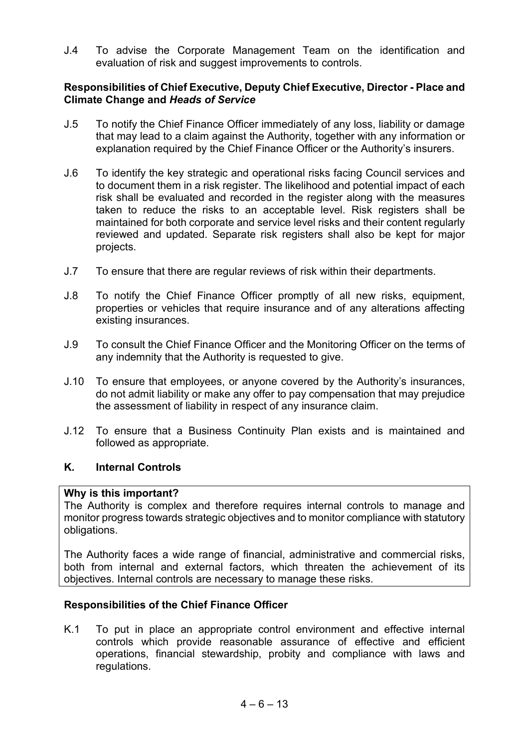J.4 To advise the Corporate Management Team on the identification and evaluation of risk and suggest improvements to controls.

**Responsibilities of Chief Executive, Deputy Chief Executive, Director - Place and Climate Change and *Heads of Service***

J.5 To notify the Chief Finance Officer immediately of any loss, liability or damage that may lead to a claim against the Authority, together with any information or explanation required by the Chief Finance Officer or the Authority's insurers.

J.6 To identify the key strategic and operational risks facing Council services and to document them in a risk register. The likelihood and potential impact of each risk shall be evaluated and recorded in the register along with the measures taken to reduce the risks to an acceptable level. Risk registers shall be maintained for both corporate and service level risks and their content regularly reviewed and updated. Separate risk registers shall also be kept for major projects.

J.7 To ensure that there are regular reviews of risk within their departments.

J.8 To notify the Chief Finance Officer promptly of all new risks, equipment, properties or vehicles that require insurance and of any alterations affecting existing insurances.

J.9 To consult the Chief Finance Officer and the Monitoring Officer on the terms of any indemnity that the Authority is requested to give.

J.10 To ensure that employees, or anyone covered by the Authority's insurances, do not admit liability or make any offer to pay compensation that may prejudice the assessment of liability in respect of any insurance claim.

J.12 To ensure that a Business Continuity Plan exists and is maintained and followed as appropriate.

## K. Internal Controls

**Why is this important?**
The Authority is complex and therefore requires internal controls to manage and monitor progress towards strategic objectives and to monitor compliance with statutory obligations.

The Authority faces a wide range of financial, administrative and commercial risks, both from internal and external factors, which threaten the achievement of its objectives. Internal controls are necessary to manage these risks.

**Responsibilities of the Chief Finance Officer**

K.1 To put in place an appropriate control environment and effective internal controls which provide reasonable assurance of effective and efficient operations, financial stewardship, probity and compliance with laws and regulations.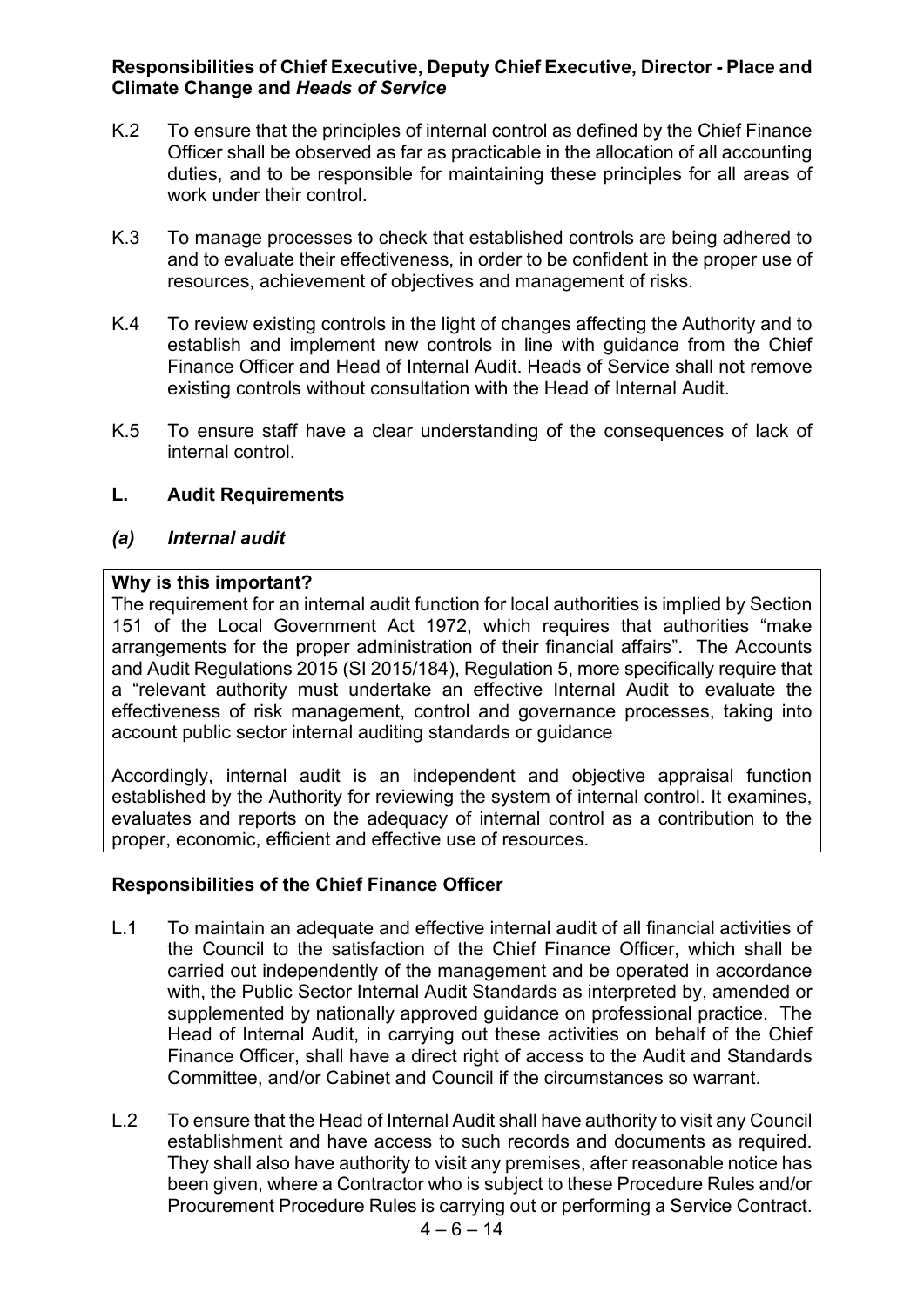**Responsibilities of Chief Executive, Deputy Chief Executive, Director - Place and Climate Change and *Heads of Service***

K.2 To ensure that the principles of internal control as defined by the Chief Finance Officer shall be observed as far as practicable in the allocation of all accounting duties, and to be responsible for maintaining these principles for all areas of work under their control.

K.3 To manage processes to check that established controls are being adhered to and to evaluate their effectiveness, in order to be confident in the proper use of resources, achievement of objectives and management of risks.

K.4 To review existing controls in the light of changes affecting the Authority and to establish and implement new controls in line with guidance from the Chief Finance Officer and Head of Internal Audit. Heads of Service shall not remove existing controls without consultation with the Head of Internal Audit.

K.5 To ensure staff have a clear understanding of the consequences of lack of internal control.

## L. Audit Requirements

### *(a) Internal audit*

**Why is this important?**
The requirement for an internal audit function for local authorities is implied by Section 151 of the Local Government Act 1972, which requires that authorities "make arrangements for the proper administration of their financial affairs". The Accounts and Audit Regulations 2015 (SI 2015/184), Regulation 5, more specifically require that a "relevant authority must undertake an effective Internal Audit to evaluate the effectiveness of risk management, control and governance processes, taking into account public sector internal auditing standards or guidance

Accordingly, internal audit is an independent and objective appraisal function established by the Authority for reviewing the system of internal control. It examines, evaluates and reports on the adequacy of internal control as a contribution to the proper, economic, efficient and effective use of resources.

**Responsibilities of the Chief Finance Officer**

L.1 To maintain an adequate and effective internal audit of all financial activities of the Council to the satisfaction of the Chief Finance Officer, which shall be carried out independently of the management and be operated in accordance with, the Public Sector Internal Audit Standards as interpreted by, amended or supplemented by nationally approved guidance on professional practice. The Head of Internal Audit, in carrying out these activities on behalf of the Chief Finance Officer, shall have a direct right of access to the Audit and Standards Committee, and/or Cabinet and Council if the circumstances so warrant.

L.2 To ensure that the Head of Internal Audit shall have authority to visit any Council establishment and have access to such records and documents as required. They shall also have authority to visit any premises, after reasonable notice has been given, where a Contractor who is subject to these Procedure Rules and/or Procurement Procedure Rules is carrying out or performing a Service Contract.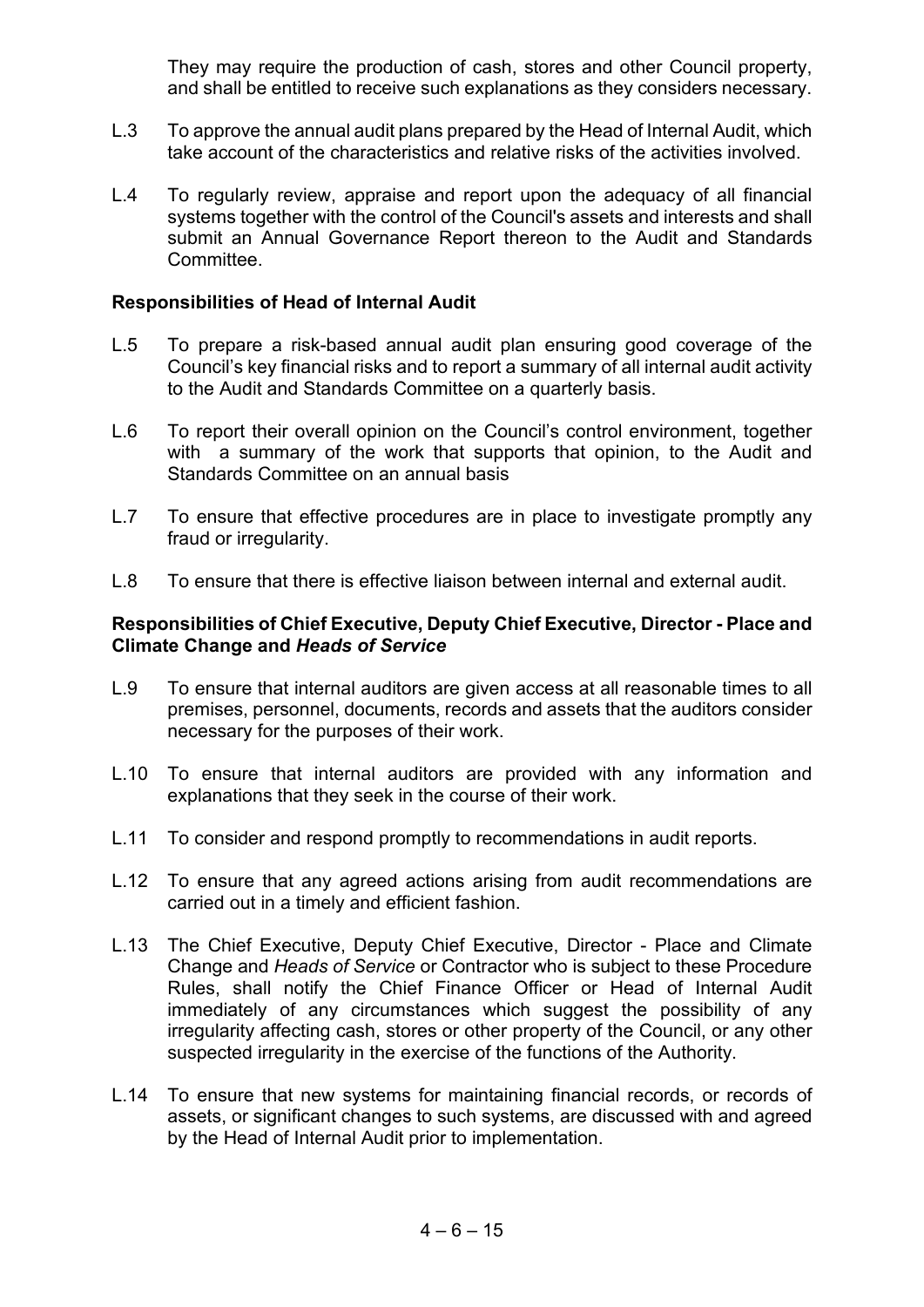They may require the production of cash, stores and other Council property, and shall be entitled to receive such explanations as they considers necessary.

L.3 To approve the annual audit plans prepared by the Head of Internal Audit, which take account of the characteristics and relative risks of the activities involved.

L.4 To regularly review, appraise and report upon the adequacy of all financial systems together with the control of the Council's assets and interests and shall submit an Annual Governance Report thereon to the Audit and Standards Committee.

**Responsibilities of Head of Internal Audit**

L.5 To prepare a risk-based annual audit plan ensuring good coverage of the Council's key financial risks and to report a summary of all internal audit activity to the Audit and Standards Committee on a quarterly basis.

L.6 To report their overall opinion on the Council's control environment, together with a summary of the work that supports that opinion, to the Audit and Standards Committee on an annual basis

L.7 To ensure that effective procedures are in place to investigate promptly any fraud or irregularity.

L.8 To ensure that there is effective liaison between internal and external audit.

**Responsibilities of Chief Executive, Deputy Chief Executive, Director - Place and Climate Change and *Heads of Service***

L.9 To ensure that internal auditors are given access at all reasonable times to all premises, personnel, documents, records and assets that the auditors consider necessary for the purposes of their work.

L.10 To ensure that internal auditors are provided with any information and explanations that they seek in the course of their work.

L.11 To consider and respond promptly to recommendations in audit reports.

L.12 To ensure that any agreed actions arising from audit recommendations are carried out in a timely and efficient fashion.

L.13 The Chief Executive, Deputy Chief Executive, Director - Place and Climate Change and *Heads of Service* or Contractor who is subject to these Procedure Rules, shall notify the Chief Finance Officer or Head of Internal Audit immediately of any circumstances which suggest the possibility of any irregularity affecting cash, stores or other property of the Council, or any other suspected irregularity in the exercise of the functions of the Authority.

L.14 To ensure that new systems for maintaining financial records, or records of assets, or significant changes to such systems, are discussed with and agreed by the Head of Internal Audit prior to implementation.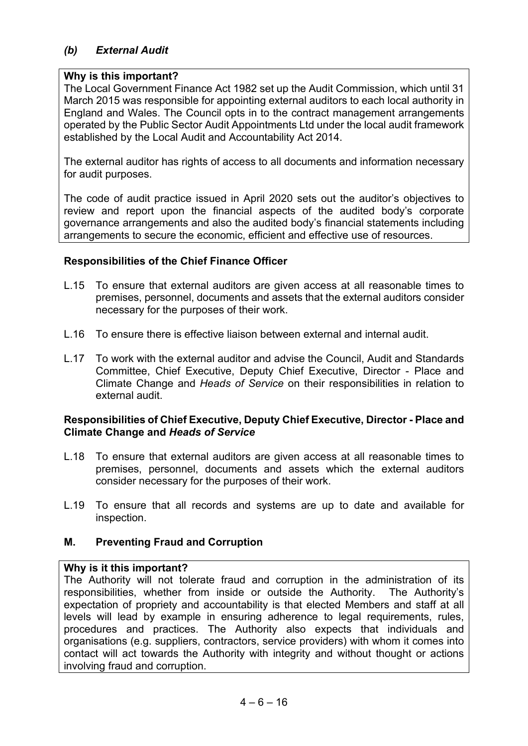### *(b) External Audit*

**Why is this important?**

The Local Government Finance Act 1982 set up the Audit Commission, which until 31 March 2015 was responsible for appointing external auditors to each local authority in England and Wales. The Council opts in to the contract management arrangements operated by the Public Sector Audit Appointments Ltd under the local audit framework established by the Local Audit and Accountability Act 2014.

The external auditor has rights of access to all documents and information necessary for audit purposes.

The code of audit practice issued in April 2020 sets out the auditor's objectives to review and report upon the financial aspects of the audited body's corporate governance arrangements and also the audited body's financial statements including arrangements to secure the economic, efficient and effective use of resources.

**Responsibilities of the Chief Finance Officer**

L.15 To ensure that external auditors are given access at all reasonable times to premises, personnel, documents and assets that the external auditors consider necessary for the purposes of their work.

L.16 To ensure there is effective liaison between external and internal audit.

L.17 To work with the external auditor and advise the Council, Audit and Standards Committee, Chief Executive, Deputy Chief Executive, Director - Place and Climate Change and *Heads of Service* on their responsibilities in relation to external audit.

**Responsibilities of Chief Executive, Deputy Chief Executive, Director - Place and Climate Change and *Heads of Service***

L.18 To ensure that external auditors are given access at all reasonable times to premises, personnel, documents and assets which the external auditors consider necessary for the purposes of their work.

L.19 To ensure that all records and systems are up to date and available for inspection.

## M. Preventing Fraud and Corruption

**Why is it this important?**

The Authority will not tolerate fraud and corruption in the administration of its responsibilities, whether from inside or outside the Authority. The Authority's expectation of propriety and accountability is that elected Members and staff at all levels will lead by example in ensuring adherence to legal requirements, rules, procedures and practices. The Authority also expects that individuals and organisations (e.g. suppliers, contractors, service providers) with whom it comes into contact will act towards the Authority with integrity and without thought or actions involving fraud and corruption.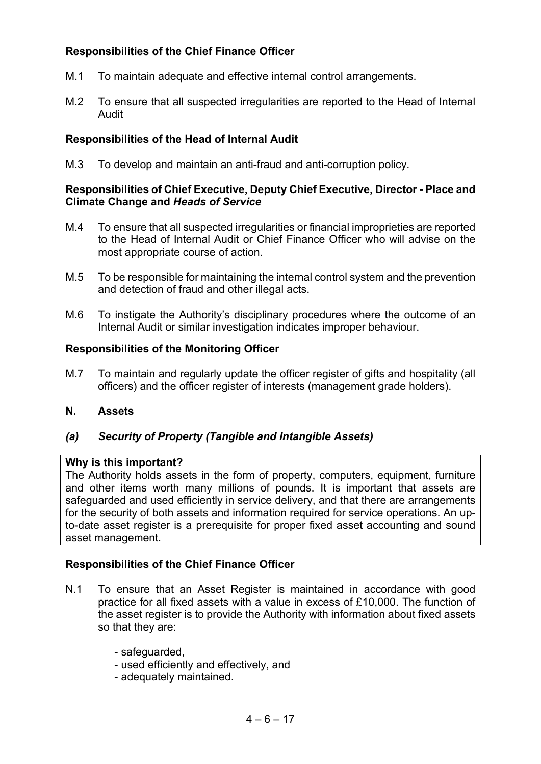**Responsibilities of the Chief Finance Officer**

M.1 To maintain adequate and effective internal control arrangements.

M.2 To ensure that all suspected irregularities are reported to the Head of Internal Audit

**Responsibilities of the Head of Internal Audit**

M.3 To develop and maintain an anti-fraud and anti-corruption policy.

**Responsibilities of Chief Executive, Deputy Chief Executive, Director - Place and Climate Change and *Heads of Service***

M.4 To ensure that all suspected irregularities or financial improprieties are reported to the Head of Internal Audit or Chief Finance Officer who will advise on the most appropriate course of action.

M.5 To be responsible for maintaining the internal control system and the prevention and detection of fraud and other illegal acts.

M.6 To instigate the Authority's disciplinary procedures where the outcome of an Internal Audit or similar investigation indicates improper behaviour.

**Responsibilities of the Monitoring Officer**

M.7 To maintain and regularly update the officer register of gifts and hospitality (all officers) and the officer register of interests (management grade holders).

## N. Assets

### *(a) Security of Property (Tangible and Intangible Assets)*

**Why is this important?**
The Authority holds assets in the form of property, computers, equipment, furniture and other items worth many millions of pounds. It is important that assets are safeguarded and used efficiently in service delivery, and that there are arrangements for the security of both assets and information required for service operations. An up-to-date asset register is a prerequisite for proper fixed asset accounting and sound asset management.

**Responsibilities of the Chief Finance Officer**

N.1 To ensure that an Asset Register is maintained in accordance with good practice for all fixed assets with a value in excess of £10,000. The function of the asset register is to provide the Authority with information about fixed assets so that they are:

- safeguarded,
- used efficiently and effectively, and
- adequately maintained.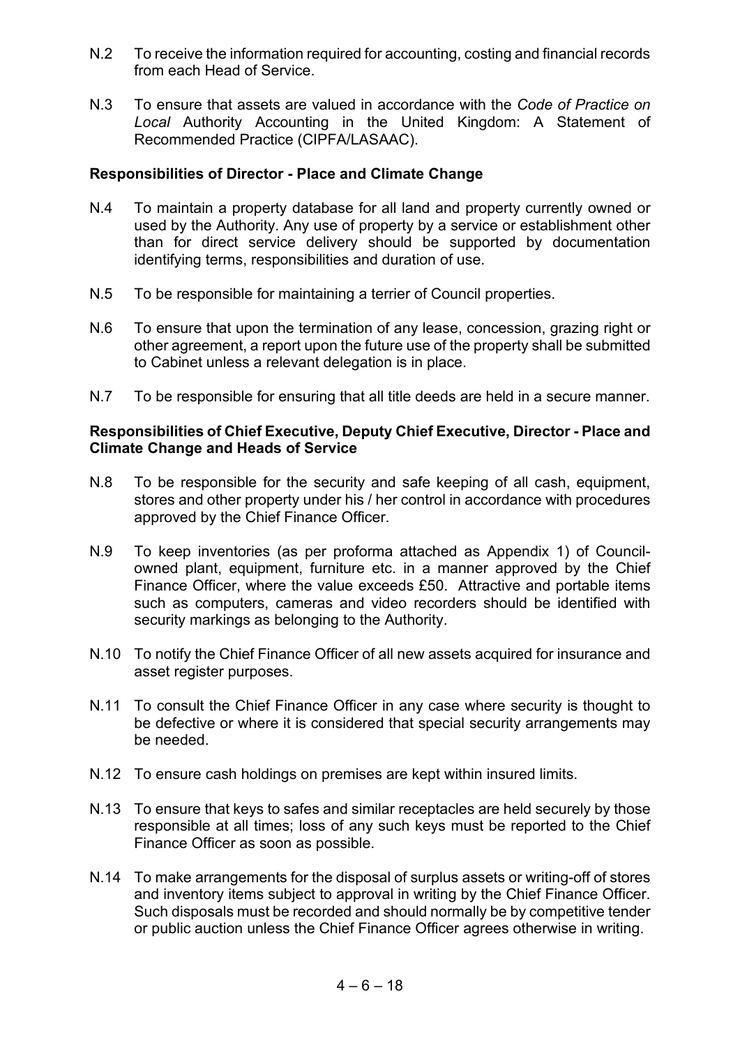N.2 To receive the information required for accounting, costing and financial records from each Head of Service.

N.3 To ensure that assets are valued in accordance with the *Code of Practice on Local* Authority Accounting in the United Kingdom: A Statement of Recommended Practice (CIPFA/LASAAC).

**Responsibilities of Director - Place and Climate Change**

N.4 To maintain a property database for all land and property currently owned or used by the Authority. Any use of property by a service or establishment other than for direct service delivery should be supported by documentation identifying terms, responsibilities and duration of use.

N.5 To be responsible for maintaining a terrier of Council properties.

N.6 To ensure that upon the termination of any lease, concession, grazing right or other agreement, a report upon the future use of the property shall be submitted to Cabinet unless a relevant delegation is in place.

N.7 To be responsible for ensuring that all title deeds are held in a secure manner.

**Responsibilities of Chief Executive, Deputy Chief Executive, Director - Place and Climate Change and Heads of Service**

N.8 To be responsible for the security and safe keeping of all cash, equipment, stores and other property under his / her control in accordance with procedures approved by the Chief Finance Officer.

N.9 To keep inventories (as per proforma attached as Appendix 1) of Council-owned plant, equipment, furniture etc. in a manner approved by the Chief Finance Officer, where the value exceeds £50. Attractive and portable items such as computers, cameras and video recorders should be identified with security markings as belonging to the Authority.

N.10 To notify the Chief Finance Officer of all new assets acquired for insurance and asset register purposes.

N.11 To consult the Chief Finance Officer in any case where security is thought to be defective or where it is considered that special security arrangements may be needed.

N.12 To ensure cash holdings on premises are kept within insured limits.

N.13 To ensure that keys to safes and similar receptacles are held securely by those responsible at all times; loss of any such keys must be reported to the Chief Finance Officer as soon as possible.

N.14 To make arrangements for the disposal of surplus assets or writing-off of stores and inventory items subject to approval in writing by the Chief Finance Officer. Such disposals must be recorded and should normally be by competitive tender or public auction unless the Chief Finance Officer agrees otherwise in writing.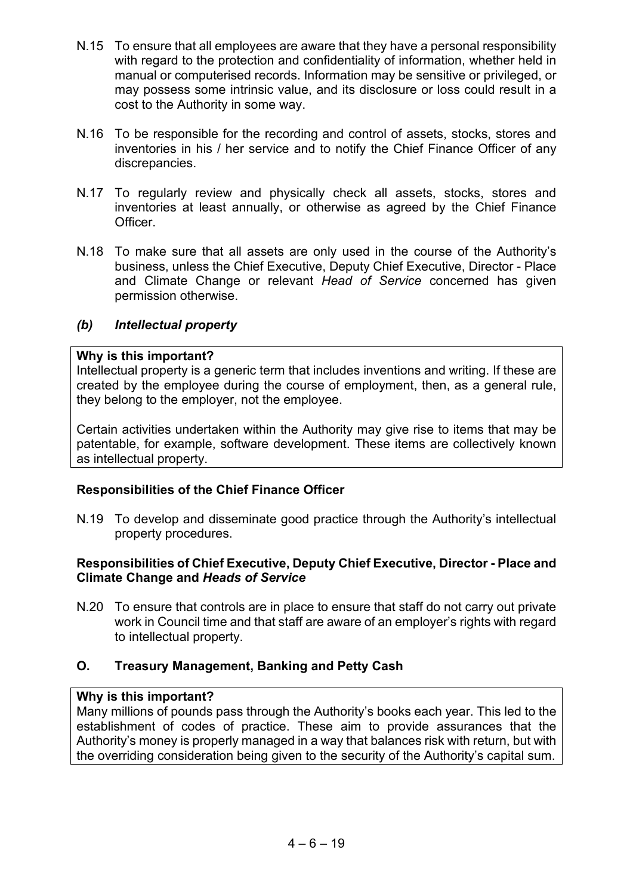N.15 To ensure that all employees are aware that they have a personal responsibility with regard to the protection and confidentiality of information, whether held in manual or computerised records. Information may be sensitive or privileged, or may possess some intrinsic value, and its disclosure or loss could result in a cost to the Authority in some way.

N.16 To be responsible for the recording and control of assets, stocks, stores and inventories in his / her service and to notify the Chief Finance Officer of any discrepancies.

N.17 To regularly review and physically check all assets, stocks, stores and inventories at least annually, or otherwise as agreed by the Chief Finance Officer.

N.18 To make sure that all assets are only used in the course of the Authority's business, unless the Chief Executive, Deputy Chief Executive, Director - Place and Climate Change or relevant *Head of Service* concerned has given permission otherwise.

### *(b) Intellectual property*

**Why is this important?**
Intellectual property is a generic term that includes inventions and writing. If these are created by the employee during the course of employment, then, as a general rule, they belong to the employer, not the employee.

Certain activities undertaken within the Authority may give rise to items that may be patentable, for example, software development. These items are collectively known as intellectual property.

**Responsibilities of the Chief Finance Officer**

N.19 To develop and disseminate good practice through the Authority's intellectual property procedures.

**Responsibilities of Chief Executive, Deputy Chief Executive, Director - Place and Climate Change and *Heads of Service***

N.20 To ensure that controls are in place to ensure that staff do not carry out private work in Council time and that staff are aware of an employer's rights with regard to intellectual property.

## O. Treasury Management, Banking and Petty Cash

**Why is this important?**
Many millions of pounds pass through the Authority's books each year. This led to the establishment of codes of practice. These aim to provide assurances that the Authority's money is properly managed in a way that balances risk with return, but with the overriding consideration being given to the security of the Authority's capital sum.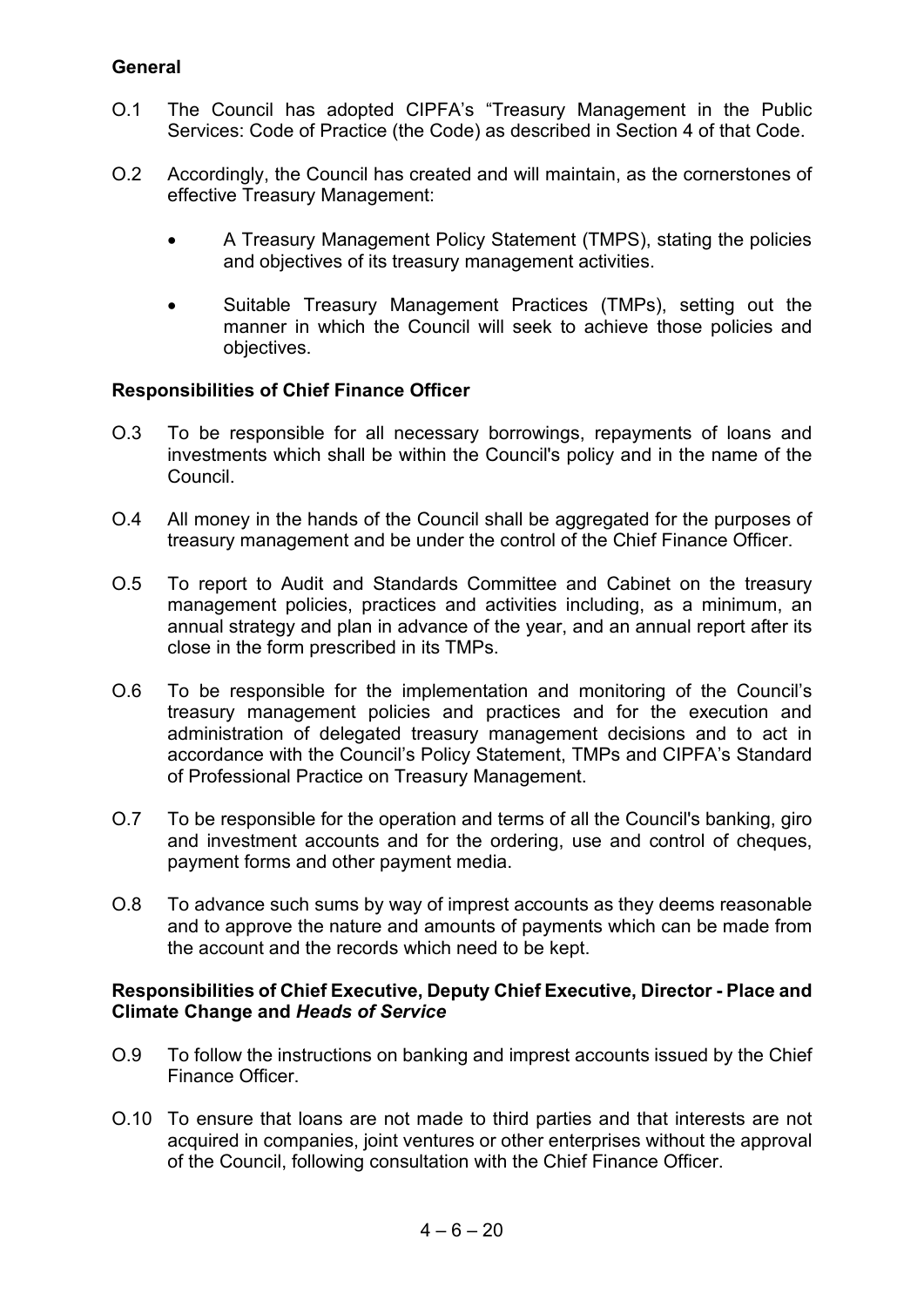**General**

O.1 The Council has adopted CIPFA's "Treasury Management in the Public Services: Code of Practice (the Code) as described in Section 4 of that Code.

O.2 Accordingly, the Council has created and will maintain, as the cornerstones of effective Treasury Management:

- A Treasury Management Policy Statement (TMPS), stating the policies and objectives of its treasury management activities.
- Suitable Treasury Management Practices (TMPs), setting out the manner in which the Council will seek to achieve those policies and objectives.

**Responsibilities of Chief Finance Officer**

O.3 To be responsible for all necessary borrowings, repayments of loans and investments which shall be within the Council's policy and in the name of the Council.

O.4 All money in the hands of the Council shall be aggregated for the purposes of treasury management and be under the control of the Chief Finance Officer.

O.5 To report to Audit and Standards Committee and Cabinet on the treasury management policies, practices and activities including, as a minimum, an annual strategy and plan in advance of the year, and an annual report after its close in the form prescribed in its TMPs.

O.6 To be responsible for the implementation and monitoring of the Council's treasury management policies and practices and for the execution and administration of delegated treasury management decisions and to act in accordance with the Council's Policy Statement, TMPs and CIPFA's Standard of Professional Practice on Treasury Management.

O.7 To be responsible for the operation and terms of all the Council's banking, giro and investment accounts and for the ordering, use and control of cheques, payment forms and other payment media.

O.8 To advance such sums by way of imprest accounts as they deems reasonable and to approve the nature and amounts of payments which can be made from the account and the records which need to be kept.

**Responsibilities of Chief Executive, Deputy Chief Executive, Director - Place and Climate Change and *Heads of Service***

O.9 To follow the instructions on banking and imprest accounts issued by the Chief Finance Officer.

O.10 To ensure that loans are not made to third parties and that interests are not acquired in companies, joint ventures or other enterprises without the approval of the Council, following consultation with the Chief Finance Officer.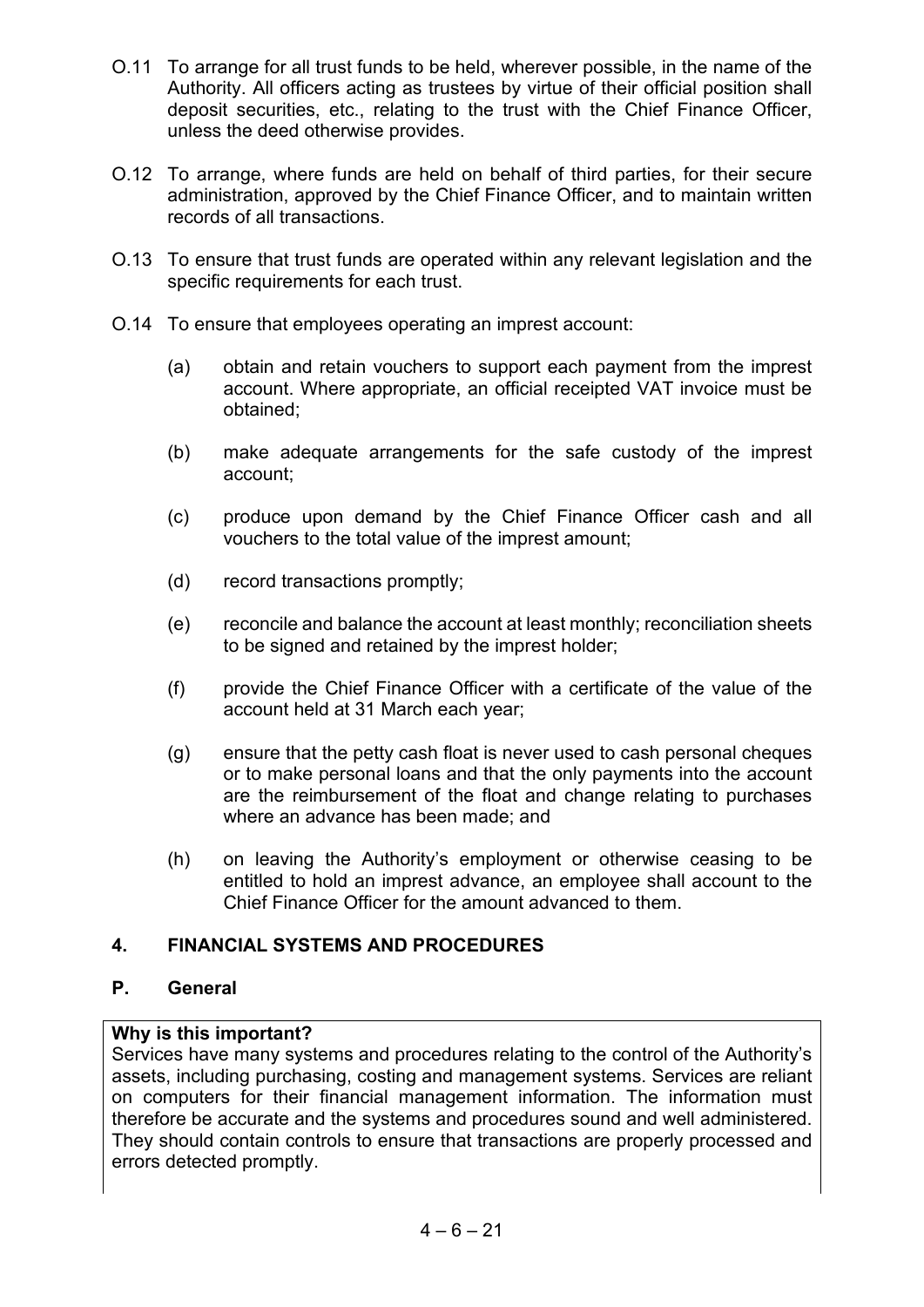O.11 To arrange for all trust funds to be held, wherever possible, in the name of the Authority. All officers acting as trustees by virtue of their official position shall deposit securities, etc., relating to the trust with the Chief Finance Officer, unless the deed otherwise provides.

O.12 To arrange, where funds are held on behalf of third parties, for their secure administration, approved by the Chief Finance Officer, and to maintain written records of all transactions.

O.13 To ensure that trust funds are operated within any relevant legislation and the specific requirements for each trust.

O.14 To ensure that employees operating an imprest account:

(a) obtain and retain vouchers to support each payment from the imprest account. Where appropriate, an official receipted VAT invoice must be obtained;

(b) make adequate arrangements for the safe custody of the imprest account;

(c) produce upon demand by the Chief Finance Officer cash and all vouchers to the total value of the imprest amount;

(d) record transactions promptly;

(e) reconcile and balance the account at least monthly; reconciliation sheets to be signed and retained by the imprest holder;

(f) provide the Chief Finance Officer with a certificate of the value of the account held at 31 March each year;

(g) ensure that the petty cash float is never used to cash personal cheques or to make personal loans and that the only payments into the account are the reimbursement of the float and change relating to purchases where an advance has been made; and

(h) on leaving the Authority's employment or otherwise ceasing to be entitled to hold an imprest advance, an employee shall account to the Chief Finance Officer for the amount advanced to them.

## 4. FINANCIAL SYSTEMS AND PROCEDURES

### P. General

**Why is this important?**
Services have many systems and procedures relating to the control of the Authority's assets, including purchasing, costing and management systems. Services are reliant on computers for their financial management information. The information must therefore be accurate and the systems and procedures sound and well administered. They should contain controls to ensure that transactions are properly processed and errors detected promptly.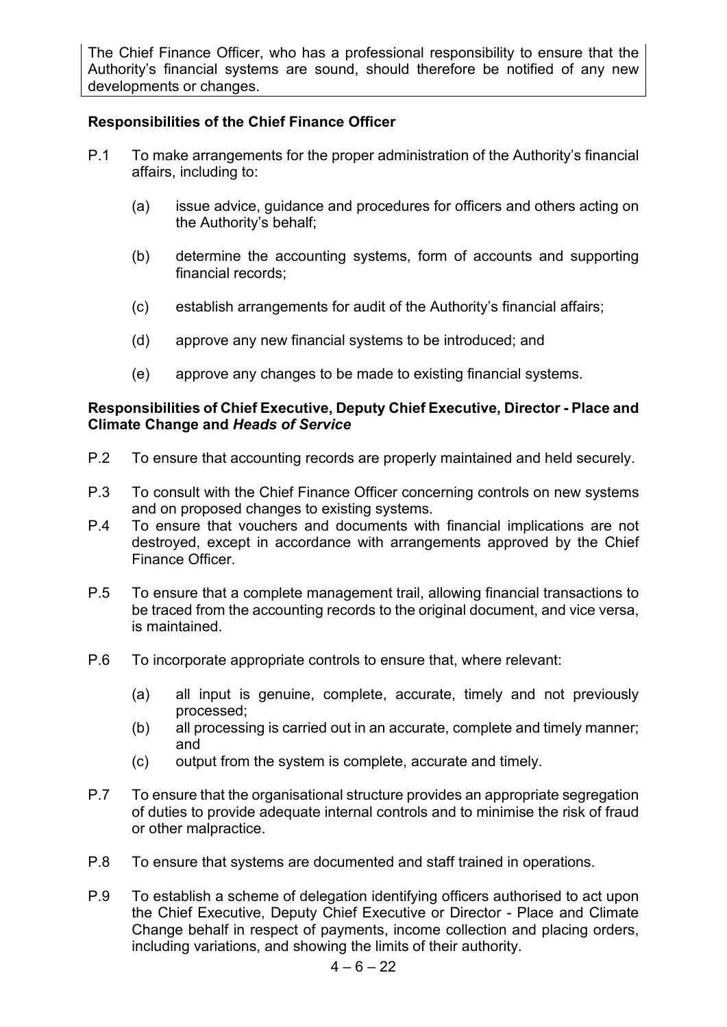The Chief Finance Officer, who has a professional responsibility to ensure that the Authority's financial systems are sound, should therefore be notified of any new developments or changes.

**Responsibilities of the Chief Finance Officer**

P.1 To make arrangements for the proper administration of the Authority's financial affairs, including to:

(a) issue advice, guidance and procedures for officers and others acting on the Authority's behalf;

(b) determine the accounting systems, form of accounts and supporting financial records;

(c) establish arrangements for audit of the Authority's financial affairs;

(d) approve any new financial systems to be introduced; and

(e) approve any changes to be made to existing financial systems.

**Responsibilities of Chief Executive, Deputy Chief Executive, Director - Place and Climate Change and *Heads of Service***

P.2 To ensure that accounting records are properly maintained and held securely.

P.3 To consult with the Chief Finance Officer concerning controls on new systems and on proposed changes to existing systems.

P.4 To ensure that vouchers and documents with financial implications are not destroyed, except in accordance with arrangements approved by the Chief Finance Officer.

P.5 To ensure that a complete management trail, allowing financial transactions to be traced from the accounting records to the original document, and vice versa, is maintained.

P.6 To incorporate appropriate controls to ensure that, where relevant:

(a) all input is genuine, complete, accurate, timely and not previously processed;

(b) all processing is carried out in an accurate, complete and timely manner; and

(c) output from the system is complete, accurate and timely.

P.7 To ensure that the organisational structure provides an appropriate segregation of duties to provide adequate internal controls and to minimise the risk of fraud or other malpractice.

P.8 To ensure that systems are documented and staff trained in operations.

P.9 To establish a scheme of delegation identifying officers authorised to act upon the Chief Executive, Deputy Chief Executive or Director - Place and Climate Change behalf in respect of payments, income collection and placing orders, including variations, and showing the limits of their authority.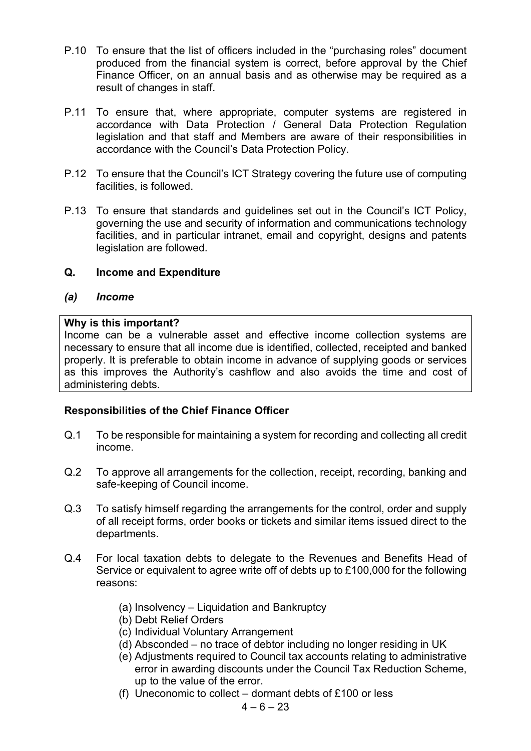P.10 To ensure that the list of officers included in the "purchasing roles" document produced from the financial system is correct, before approval by the Chief Finance Officer, on an annual basis and as otherwise may be required as a result of changes in staff.

P.11 To ensure that, where appropriate, computer systems are registered in accordance with Data Protection / General Data Protection Regulation legislation and that staff and Members are aware of their responsibilities in accordance with the Council's Data Protection Policy.

P.12 To ensure that the Council's ICT Strategy covering the future use of computing facilities, is followed.

P.13 To ensure that standards and guidelines set out in the Council's ICT Policy, governing the use and security of information and communications technology facilities, and in particular intranet, email and copyright, designs and patents legislation are followed.

## Q. Income and Expenditure

### *(a) Income*

**Why is this important?**
Income can be a vulnerable asset and effective income collection systems are necessary to ensure that all income due is identified, collected, receipted and banked properly. It is preferable to obtain income in advance of supplying goods or services as this improves the Authority's cashflow and also avoids the time and cost of administering debts.

**Responsibilities of the Chief Finance Officer**

Q.1 To be responsible for maintaining a system for recording and collecting all credit income.

Q.2 To approve all arrangements for the collection, receipt, recording, banking and safe-keeping of Council income.

Q.3 To satisfy himself regarding the arrangements for the control, order and supply of all receipt forms, order books or tickets and similar items issued direct to the departments.

Q.4 For local taxation debts to delegate to the Revenues and Benefits Head of Service or equivalent to agree write off of debts up to £100,000 for the following reasons:

(a) Insolvency – Liquidation and Bankruptcy
(b) Debt Relief Orders
(c) Individual Voluntary Arrangement
(d) Absconded – no trace of debtor including no longer residing in UK
(e) Adjustments required to Council tax accounts relating to administrative error in awarding discounts under the Council Tax Reduction Scheme, up to the value of the error.
(f) Uneconomic to collect – dormant debts of £100 or less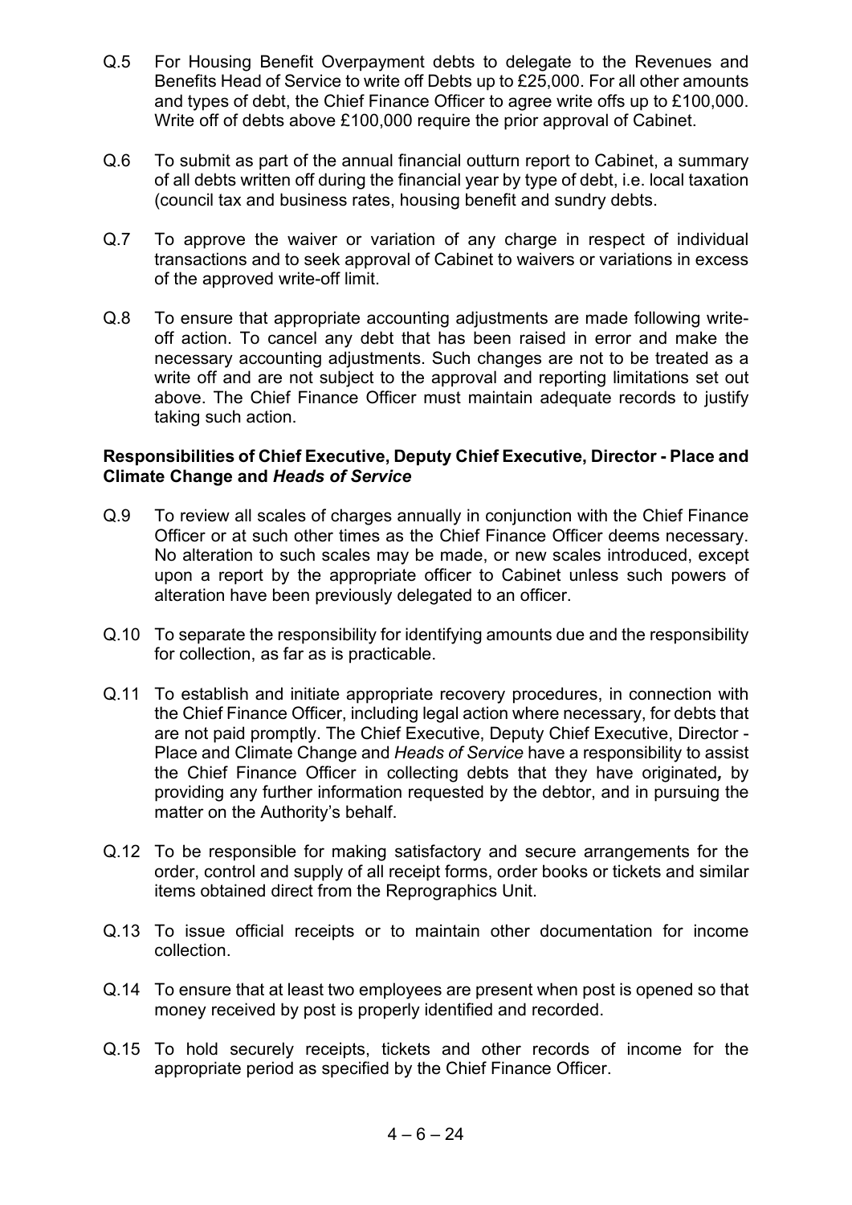Q.5 For Housing Benefit Overpayment debts to delegate to the Revenues and Benefits Head of Service to write off Debts up to £25,000. For all other amounts and types of debt, the Chief Finance Officer to agree write offs up to £100,000. Write off of debts above £100,000 require the prior approval of Cabinet.

Q.6 To submit as part of the annual financial outturn report to Cabinet, a summary of all debts written off during the financial year by type of debt, i.e. local taxation (council tax and business rates, housing benefit and sundry debts.

Q.7 To approve the waiver or variation of any charge in respect of individual transactions and to seek approval of Cabinet to waivers or variations in excess of the approved write-off limit.

Q.8 To ensure that appropriate accounting adjustments are made following write-off action. To cancel any debt that has been raised in error and make the necessary accounting adjustments. Such changes are not to be treated as a write off and are not subject to the approval and reporting limitations set out above. The Chief Finance Officer must maintain adequate records to justify taking such action.

**Responsibilities of Chief Executive, Deputy Chief Executive, Director - Place and Climate Change and *Heads of Service***

Q.9 To review all scales of charges annually in conjunction with the Chief Finance Officer or at such other times as the Chief Finance Officer deems necessary. No alteration to such scales may be made, or new scales introduced, except upon a report by the appropriate officer to Cabinet unless such powers of alteration have been previously delegated to an officer.

Q.10 To separate the responsibility for identifying amounts due and the responsibility for collection, as far as is practicable.

Q.11 To establish and initiate appropriate recovery procedures, in connection with the Chief Finance Officer, including legal action where necessary, for debts that are not paid promptly. The Chief Executive, Deputy Chief Executive, Director - Place and Climate Change and *Heads of Service* have a responsibility to assist the Chief Finance Officer in collecting debts that they have originated***,*** by providing any further information requested by the debtor, and in pursuing the matter on the Authority's behalf.

Q.12 To be responsible for making satisfactory and secure arrangements for the order, control and supply of all receipt forms, order books or tickets and similar items obtained direct from the Reprographics Unit.

Q.13 To issue official receipts or to maintain other documentation for income collection.

Q.14 To ensure that at least two employees are present when post is opened so that money received by post is properly identified and recorded.

Q.15 To hold securely receipts, tickets and other records of income for the appropriate period as specified by the Chief Finance Officer.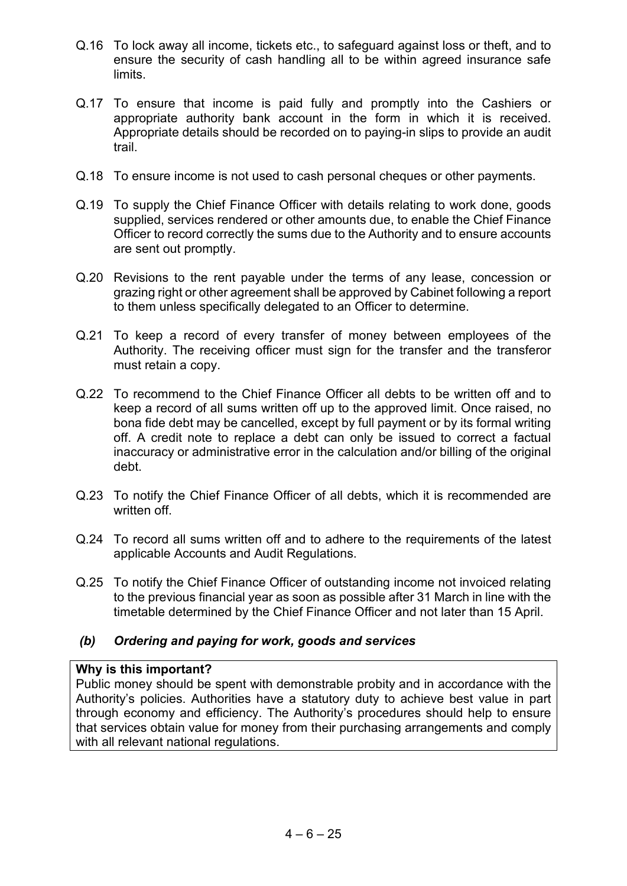Q.16 To lock away all income, tickets etc., to safeguard against loss or theft, and to ensure the security of cash handling all to be within agreed insurance safe limits.

Q.17 To ensure that income is paid fully and promptly into the Cashiers or appropriate authority bank account in the form in which it is received. Appropriate details should be recorded on to paying-in slips to provide an audit trail.

Q.18 To ensure income is not used to cash personal cheques or other payments.

Q.19 To supply the Chief Finance Officer with details relating to work done, goods supplied, services rendered or other amounts due, to enable the Chief Finance Officer to record correctly the sums due to the Authority and to ensure accounts are sent out promptly.

Q.20 Revisions to the rent payable under the terms of any lease, concession or grazing right or other agreement shall be approved by Cabinet following a report to them unless specifically delegated to an Officer to determine.

Q.21 To keep a record of every transfer of money between employees of the Authority. The receiving officer must sign for the transfer and the transferor must retain a copy.

Q.22 To recommend to the Chief Finance Officer all debts to be written off and to keep a record of all sums written off up to the approved limit. Once raised, no bona fide debt may be cancelled, except by full payment or by its formal writing off. A credit note to replace a debt can only be issued to correct a factual inaccuracy or administrative error in the calculation and/or billing of the original debt.

Q.23 To notify the Chief Finance Officer of all debts, which it is recommended are written off.

Q.24 To record all sums written off and to adhere to the requirements of the latest applicable Accounts and Audit Regulations.

Q.25 To notify the Chief Finance Officer of outstanding income not invoiced relating to the previous financial year as soon as possible after 31 March in line with the timetable determined by the Chief Finance Officer and not later than 15 April.

### *(b) Ordering and paying for work, goods and services*

**Why is this important?**
Public money should be spent with demonstrable probity and in accordance with the Authority's policies. Authorities have a statutory duty to achieve best value in part through economy and efficiency. The Authority's procedures should help to ensure that services obtain value for money from their purchasing arrangements and comply with all relevant national regulations.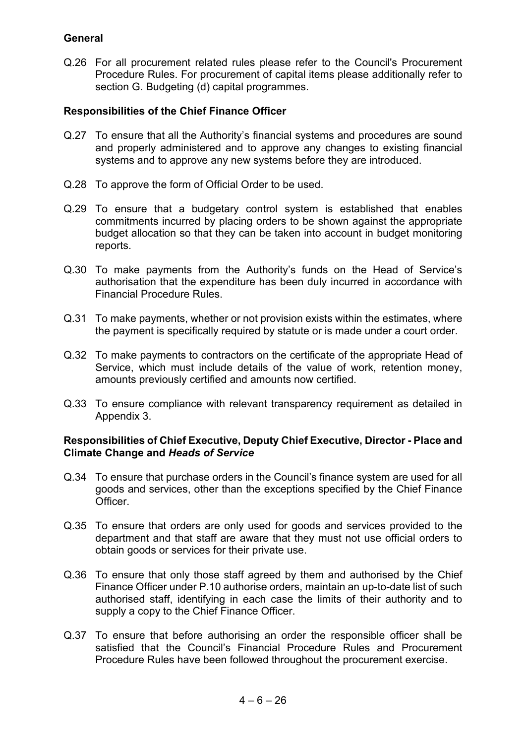**General**

Q.26 For all procurement related rules please refer to the Council's Procurement Procedure Rules. For procurement of capital items please additionally refer to section G. Budgeting (d) capital programmes.

**Responsibilities of the Chief Finance Officer**

Q.27 To ensure that all the Authority's financial systems and procedures are sound and properly administered and to approve any changes to existing financial systems and to approve any new systems before they are introduced.

Q.28 To approve the form of Official Order to be used.

Q.29 To ensure that a budgetary control system is established that enables commitments incurred by placing orders to be shown against the appropriate budget allocation so that they can be taken into account in budget monitoring reports.

Q.30 To make payments from the Authority's funds on the Head of Service's authorisation that the expenditure has been duly incurred in accordance with Financial Procedure Rules.

Q.31 To make payments, whether or not provision exists within the estimates, where the payment is specifically required by statute or is made under a court order.

Q.32 To make payments to contractors on the certificate of the appropriate Head of Service, which must include details of the value of work, retention money, amounts previously certified and amounts now certified.

Q.33 To ensure compliance with relevant transparency requirement as detailed in Appendix 3.

**Responsibilities of Chief Executive, Deputy Chief Executive, Director - Place and Climate Change and *Heads of Service***

Q.34 To ensure that purchase orders in the Council's finance system are used for all goods and services, other than the exceptions specified by the Chief Finance Officer.

Q.35 To ensure that orders are only used for goods and services provided to the department and that staff are aware that they must not use official orders to obtain goods or services for their private use.

Q.36 To ensure that only those staff agreed by them and authorised by the Chief Finance Officer under P.10 authorise orders, maintain an up-to-date list of such authorised staff, identifying in each case the limits of their authority and to supply a copy to the Chief Finance Officer.

Q.37 To ensure that before authorising an order the responsible officer shall be satisfied that the Council's Financial Procedure Rules and Procurement Procedure Rules have been followed throughout the procurement exercise.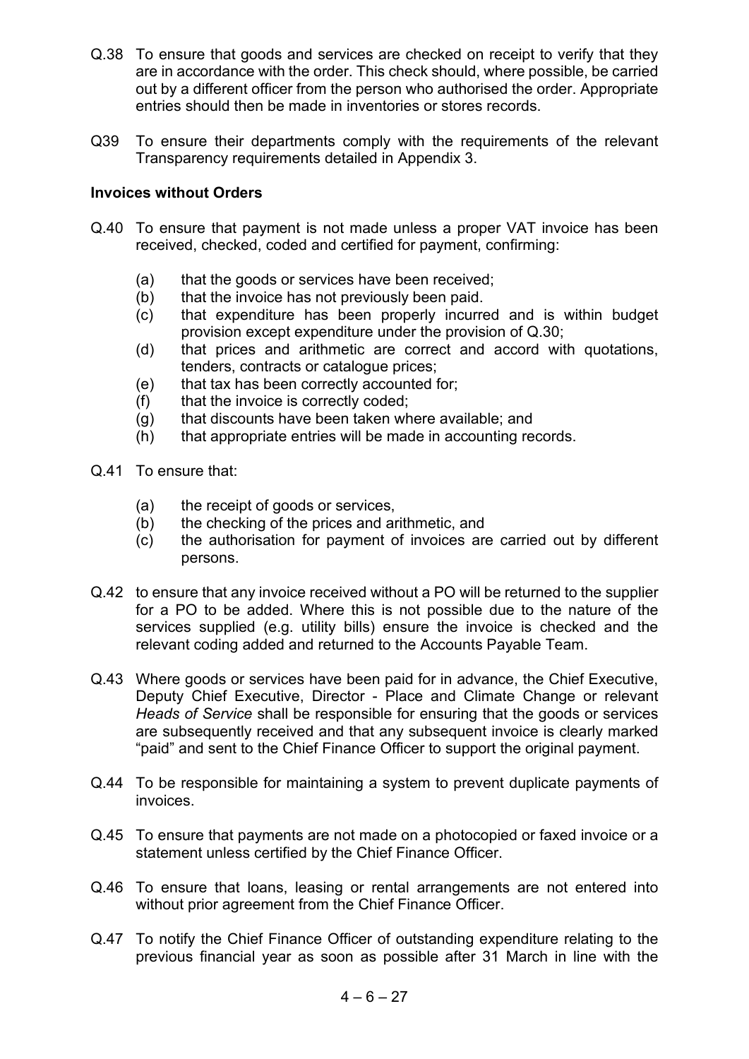Q.38 To ensure that goods and services are checked on receipt to verify that they are in accordance with the order. This check should, where possible, be carried out by a different officer from the person who authorised the order. Appropriate entries should then be made in inventories or stores records.

Q39 To ensure their departments comply with the requirements of the relevant Transparency requirements detailed in Appendix 3.

**Invoices without Orders**

Q.40 To ensure that payment is not made unless a proper VAT invoice has been received, checked, coded and certified for payment, confirming:

- (a) that the goods or services have been received;
- (b) that the invoice has not previously been paid.
- (c) that expenditure has been properly incurred and is within budget provision except expenditure under the provision of Q.30;
- (d) that prices and arithmetic are correct and accord with quotations, tenders, contracts or catalogue prices;
- (e) that tax has been correctly accounted for;
- (f) that the invoice is correctly coded;
- (g) that discounts have been taken where available; and
- (h) that appropriate entries will be made in accounting records.

Q.41 To ensure that:

- (a) the receipt of goods or services,
- (b) the checking of the prices and arithmetic, and
- (c) the authorisation for payment of invoices are carried out by different persons.

Q.42 to ensure that any invoice received without a PO will be returned to the supplier for a PO to be added. Where this is not possible due to the nature of the services supplied (e.g. utility bills) ensure the invoice is checked and the relevant coding added and returned to the Accounts Payable Team.

Q.43 Where goods or services have been paid for in advance, the Chief Executive, Deputy Chief Executive, Director - Place and Climate Change or relevant *Heads of Service* shall be responsible for ensuring that the goods or services are subsequently received and that any subsequent invoice is clearly marked "paid" and sent to the Chief Finance Officer to support the original payment.

Q.44 To be responsible for maintaining a system to prevent duplicate payments of invoices.

Q.45 To ensure that payments are not made on a photocopied or faxed invoice or a statement unless certified by the Chief Finance Officer.

Q.46 To ensure that loans, leasing or rental arrangements are not entered into without prior agreement from the Chief Finance Officer.

Q.47 To notify the Chief Finance Officer of outstanding expenditure relating to the previous financial year as soon as possible after 31 March in line with the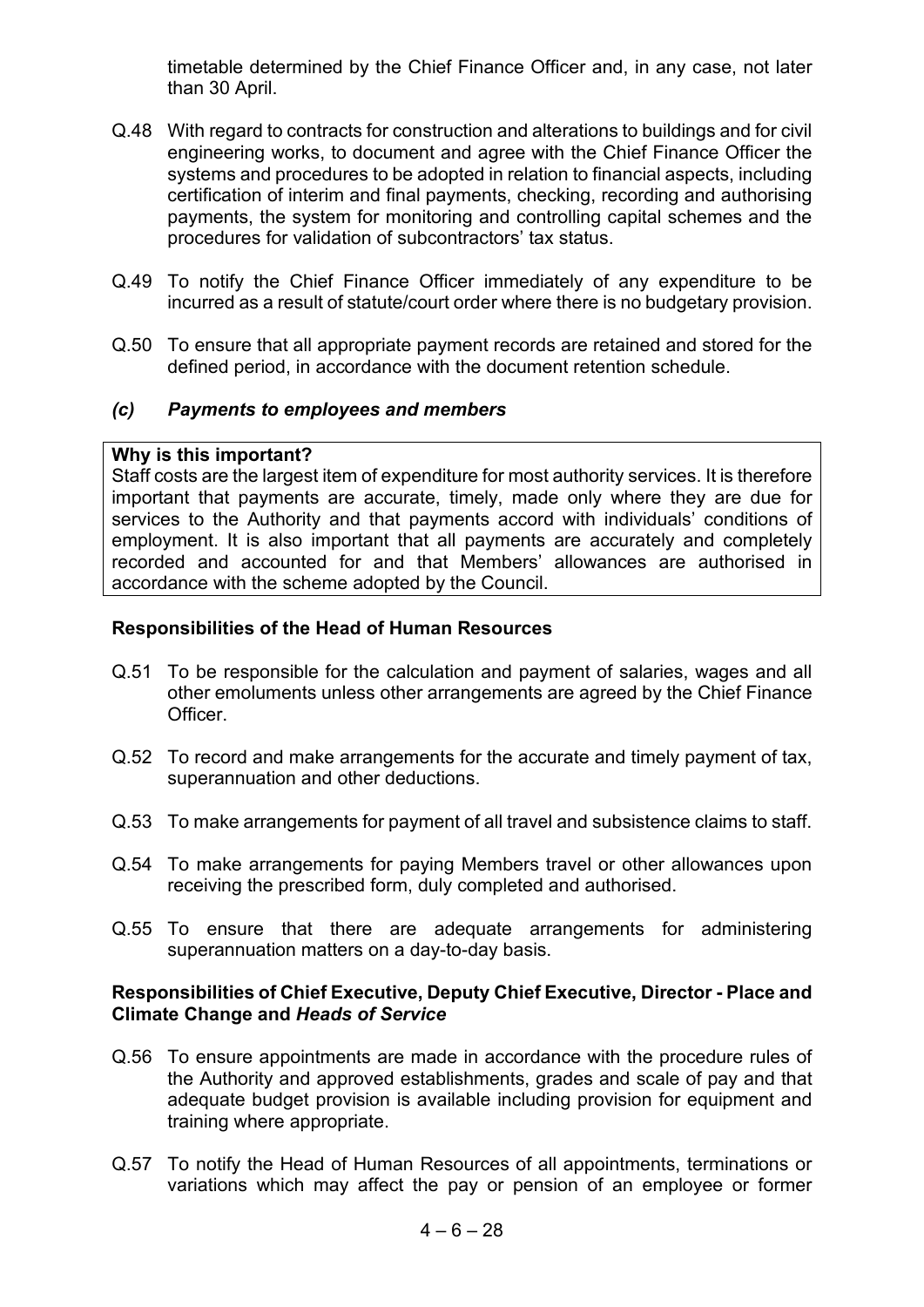timetable determined by the Chief Finance Officer and, in any case, not later than 30 April.

Q.48 With regard to contracts for construction and alterations to buildings and for civil engineering works, to document and agree with the Chief Finance Officer the systems and procedures to be adopted in relation to financial aspects, including certification of interim and final payments, checking, recording and authorising payments, the system for monitoring and controlling capital schemes and the procedures for validation of subcontractors' tax status.

Q.49 To notify the Chief Finance Officer immediately of any expenditure to be incurred as a result of statute/court order where there is no budgetary provision.

Q.50 To ensure that all appropriate payment records are retained and stored for the defined period, in accordance with the document retention schedule.

### *(c) Payments to employees and members*

**Why is this important?**
Staff costs are the largest item of expenditure for most authority services. It is therefore important that payments are accurate, timely, made only where they are due for services to the Authority and that payments accord with individuals' conditions of employment. It is also important that all payments are accurately and completely recorded and accounted for and that Members' allowances are authorised in accordance with the scheme adopted by the Council.

**Responsibilities of the Head of Human Resources**

Q.51 To be responsible for the calculation and payment of salaries, wages and all other emoluments unless other arrangements are agreed by the Chief Finance Officer.

Q.52 To record and make arrangements for the accurate and timely payment of tax, superannuation and other deductions.

Q.53 To make arrangements for payment of all travel and subsistence claims to staff.

Q.54 To make arrangements for paying Members travel or other allowances upon receiving the prescribed form, duly completed and authorised.

Q.55 To ensure that there are adequate arrangements for administering superannuation matters on a day-to-day basis.

**Responsibilities of Chief Executive, Deputy Chief Executive, Director - Place and Climate Change and *Heads of Service***

Q.56 To ensure appointments are made in accordance with the procedure rules of the Authority and approved establishments, grades and scale of pay and that adequate budget provision is available including provision for equipment and training where appropriate.

Q.57 To notify the Head of Human Resources of all appointments, terminations or variations which may affect the pay or pension of an employee or former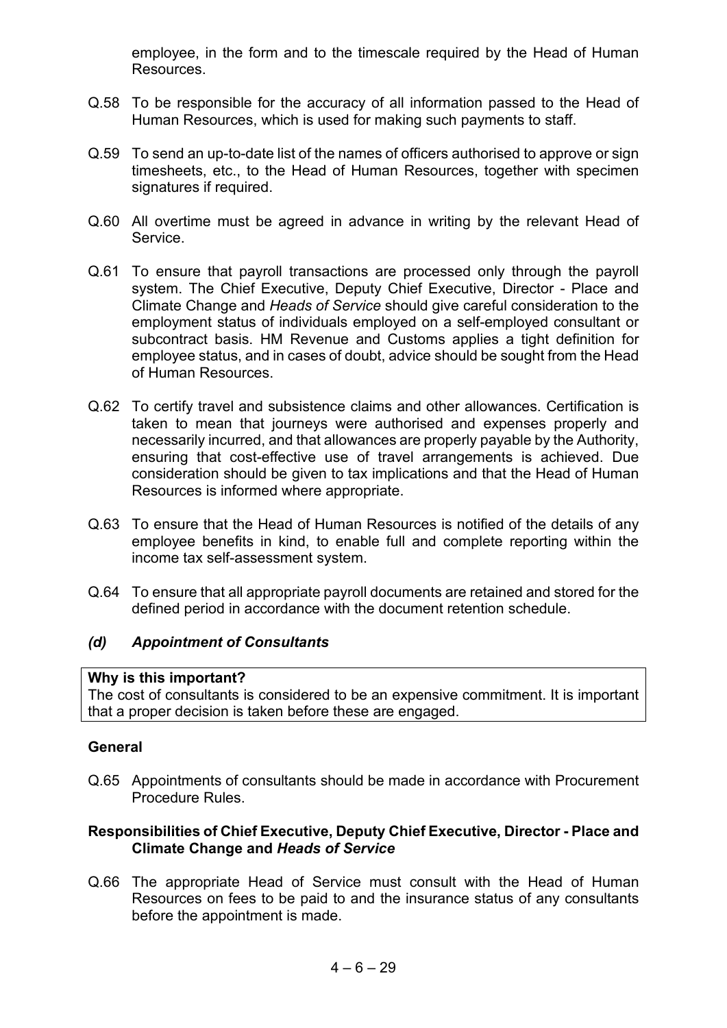employee, in the form and to the timescale required by the Head of Human Resources.

Q.58 To be responsible for the accuracy of all information passed to the Head of Human Resources, which is used for making such payments to staff.

Q.59 To send an up-to-date list of the names of officers authorised to approve or sign timesheets, etc., to the Head of Human Resources, together with specimen signatures if required.

Q.60 All overtime must be agreed in advance in writing by the relevant Head of Service.

Q.61 To ensure that payroll transactions are processed only through the payroll system. The Chief Executive, Deputy Chief Executive, Director - Place and Climate Change and *Heads of Service* should give careful consideration to the employment status of individuals employed on a self-employed consultant or subcontract basis. HM Revenue and Customs applies a tight definition for employee status, and in cases of doubt, advice should be sought from the Head of Human Resources.

Q.62 To certify travel and subsistence claims and other allowances. Certification is taken to mean that journeys were authorised and expenses properly and necessarily incurred, and that allowances are properly payable by the Authority, ensuring that cost-effective use of travel arrangements is achieved. Due consideration should be given to tax implications and that the Head of Human Resources is informed where appropriate.

Q.63 To ensure that the Head of Human Resources is notified of the details of any employee benefits in kind, to enable full and complete reporting within the income tax self-assessment system.

Q.64 To ensure that all appropriate payroll documents are retained and stored for the defined period in accordance with the document retention schedule.

### *(d) Appointment of Consultants*

**Why is this important?**
The cost of consultants is considered to be an expensive commitment. It is important that a proper decision is taken before these are engaged.

**General**

Q.65 Appointments of consultants should be made in accordance with Procurement Procedure Rules.

**Responsibilities of Chief Executive, Deputy Chief Executive, Director - Place and Climate Change and *Heads of Service***

Q.66 The appropriate Head of Service must consult with the Head of Human Resources on fees to be paid to and the insurance status of any consultants before the appointment is made.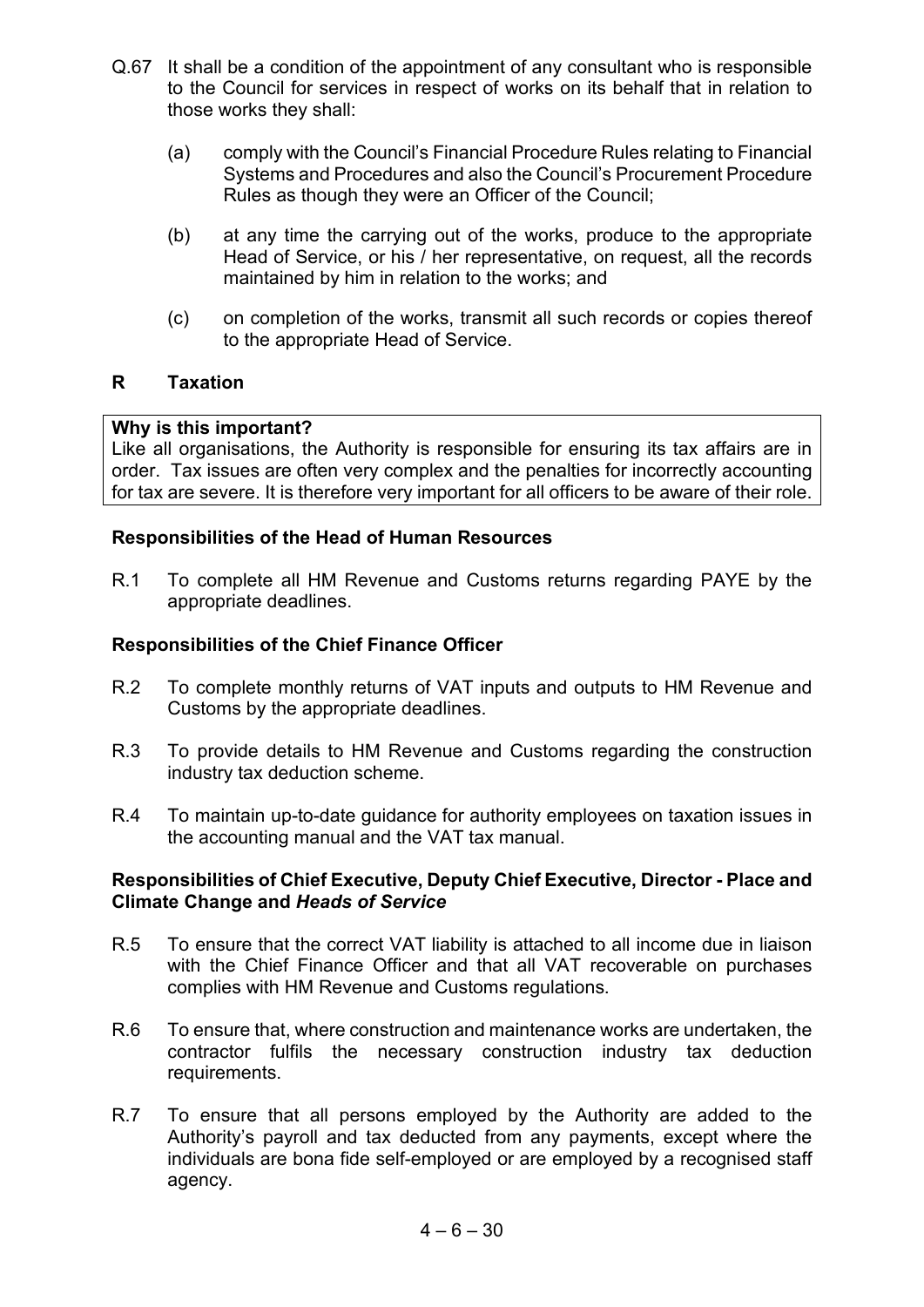Q.67 It shall be a condition of the appointment of any consultant who is responsible to the Council for services in respect of works on its behalf that in relation to those works they shall:

(a) comply with the Council's Financial Procedure Rules relating to Financial Systems and Procedures and also the Council's Procurement Procedure Rules as though they were an Officer of the Council;

(b) at any time the carrying out of the works, produce to the appropriate Head of Service, or his / her representative, on request, all the records maintained by him in relation to the works; and

(c) on completion of the works, transmit all such records or copies thereof to the appropriate Head of Service.

## R Taxation

**Why is this important?**
Like all organisations, the Authority is responsible for ensuring its tax affairs are in order. Tax issues are often very complex and the penalties for incorrectly accounting for tax are severe. It is therefore very important for all officers to be aware of their role.

### Responsibilities of the Head of Human Resources

R.1 To complete all HM Revenue and Customs returns regarding PAYE by the appropriate deadlines.

### Responsibilities of the Chief Finance Officer

R.2 To complete monthly returns of VAT inputs and outputs to HM Revenue and Customs by the appropriate deadlines.

R.3 To provide details to HM Revenue and Customs regarding the construction industry tax deduction scheme.

R.4 To maintain up-to-date guidance for authority employees on taxation issues in the accounting manual and the VAT tax manual.

### Responsibilities of Chief Executive, Deputy Chief Executive, Director - Place and Climate Change and *Heads of Service*

R.5 To ensure that the correct VAT liability is attached to all income due in liaison with the Chief Finance Officer and that all VAT recoverable on purchases complies with HM Revenue and Customs regulations.

R.6 To ensure that, where construction and maintenance works are undertaken, the contractor fulfils the necessary construction industry tax deduction requirements.

R.7 To ensure that all persons employed by the Authority are added to the Authority's payroll and tax deducted from any payments, except where the individuals are bona fide self-employed or are employed by a recognised staff agency.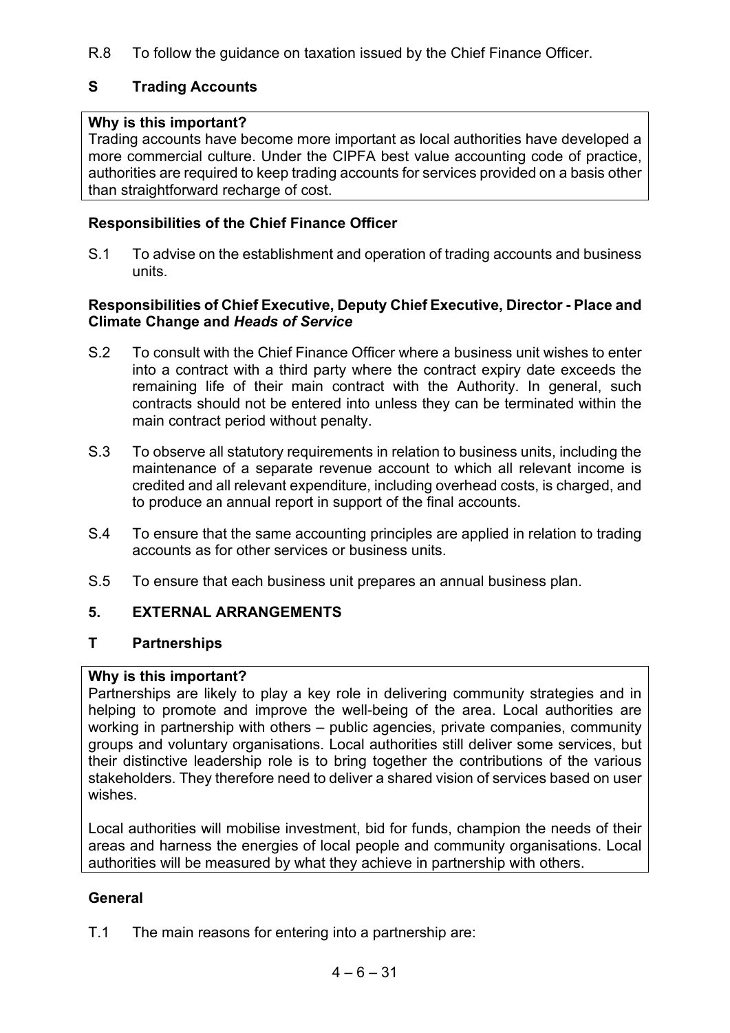R.8 To follow the guidance on taxation issued by the Chief Finance Officer.

## S Trading Accounts

**Why is this important?**
Trading accounts have become more important as local authorities have developed a more commercial culture. Under the CIPFA best value accounting code of practice, authorities are required to keep trading accounts for services provided on a basis other than straightforward recharge of cost.

### Responsibilities of the Chief Finance Officer

S.1 To advise on the establishment and operation of trading accounts and business units.

### Responsibilities of Chief Executive, Deputy Chief Executive, Director - Place and Climate Change and *Heads of Service*

S.2 To consult with the Chief Finance Officer where a business unit wishes to enter into a contract with a third party where the contract expiry date exceeds the remaining life of their main contract with the Authority. In general, such contracts should not be entered into unless they can be terminated within the main contract period without penalty.

S.3 To observe all statutory requirements in relation to business units, including the maintenance of a separate revenue account to which all relevant income is credited and all relevant expenditure, including overhead costs, is charged, and to produce an annual report in support of the final accounts.

S.4 To ensure that the same accounting principles are applied in relation to trading accounts as for other services or business units.

S.5 To ensure that each business unit prepares an annual business plan.

# 5. EXTERNAL ARRANGEMENTS

## T Partnerships

**Why is this important?**
Partnerships are likely to play a key role in delivering community strategies and in helping to promote and improve the well-being of the area. Local authorities are working in partnership with others – public agencies, private companies, community groups and voluntary organisations. Local authorities still deliver some services, but their distinctive leadership role is to bring together the contributions of the various stakeholders. They therefore need to deliver a shared vision of services based on user wishes.

Local authorities will mobilise investment, bid for funds, champion the needs of their areas and harness the energies of local people and community organisations. Local authorities will be measured by what they achieve in partnership with others.

### General

T.1 The main reasons for entering into a partnership are: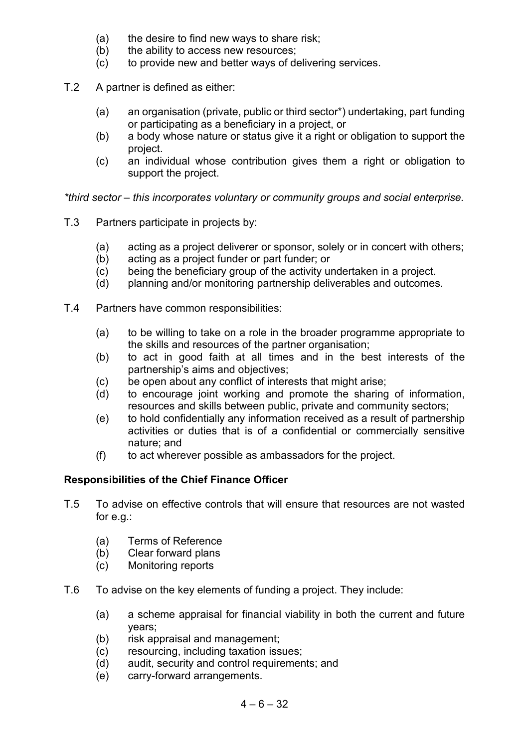(a) the desire to find new ways to share risk;
(b) the ability to access new resources;
(c) to provide new and better ways of delivering services.

T.2 A partner is defined as either:

(a) an organisation (private, public or third sector*) undertaking, part funding or participating as a beneficiary in a project, or
(b) a body whose nature or status give it a right or obligation to support the project.
(c) an individual whose contribution gives them a right or obligation to support the project.

*\*third sector – this incorporates voluntary or community groups and social enterprise.*

T.3 Partners participate in projects by:

(a) acting as a project deliverer or sponsor, solely or in concert with others;
(b) acting as a project funder or part funder; or
(c) being the beneficiary group of the activity undertaken in a project.
(d) planning and/or monitoring partnership deliverables and outcomes.

T.4 Partners have common responsibilities:

(a) to be willing to take on a role in the broader programme appropriate to the skills and resources of the partner organisation;
(b) to act in good faith at all times and in the best interests of the partnership's aims and objectives;
(c) be open about any conflict of interests that might arise;
(d) to encourage joint working and promote the sharing of information, resources and skills between public, private and community sectors;
(e) to hold confidentially any information received as a result of partnership activities or duties that is of a confidential or commercially sensitive nature; and
(f) to act wherever possible as ambassadors for the project.

**Responsibilities of the Chief Finance Officer**

T.5 To advise on effective controls that will ensure that resources are not wasted for e.g.:

(a) Terms of Reference
(b) Clear forward plans
(c) Monitoring reports

T.6 To advise on the key elements of funding a project. They include:

(a) a scheme appraisal for financial viability in both the current and future years;
(b) risk appraisal and management;
(c) resourcing, including taxation issues;
(d) audit, security and control requirements; and
(e) carry-forward arrangements.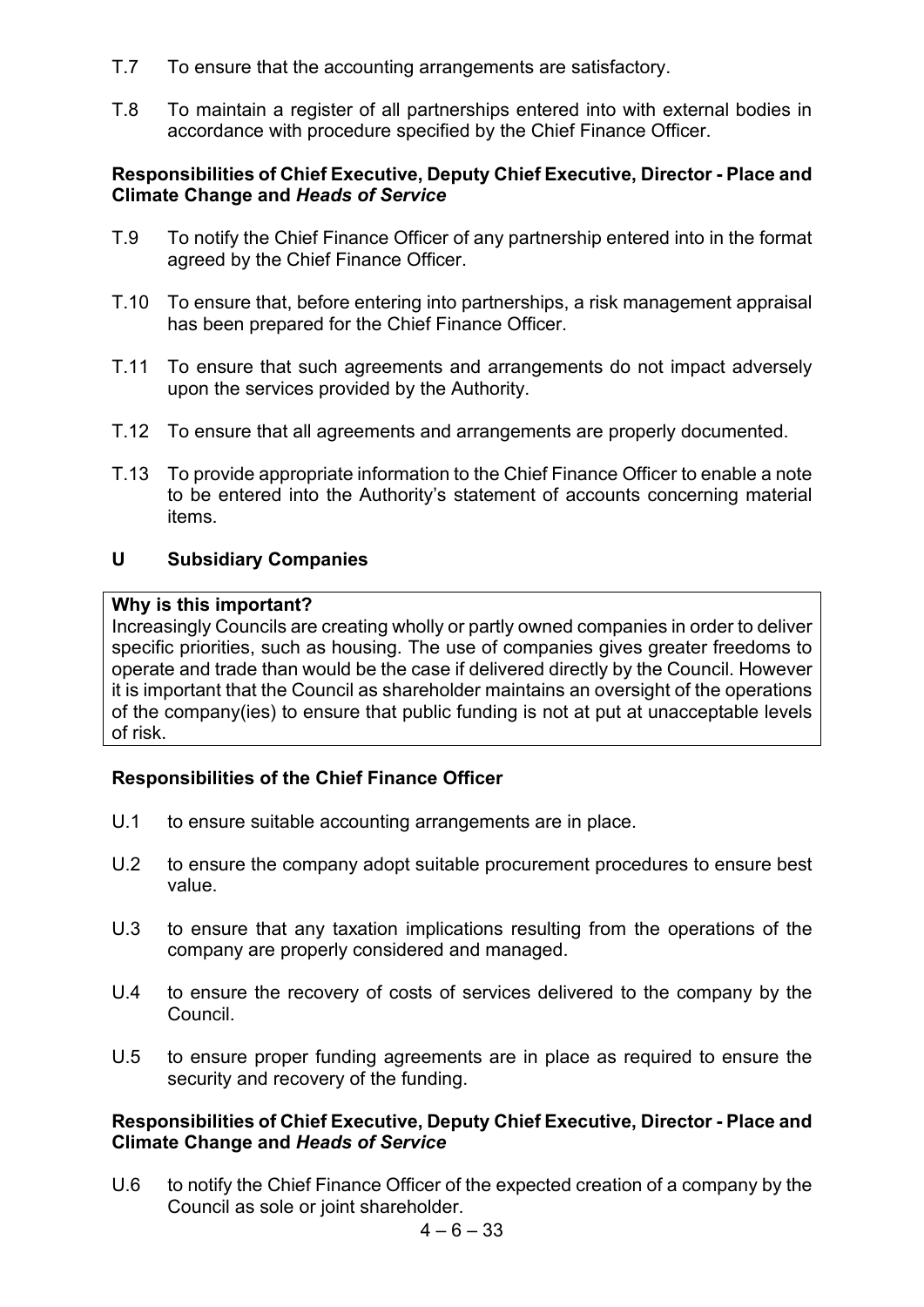T.7 To ensure that the accounting arrangements are satisfactory.

T.8 To maintain a register of all partnerships entered into with external bodies in accordance with procedure specified by the Chief Finance Officer.

**Responsibilities of Chief Executive, Deputy Chief Executive, Director - Place and Climate Change and *Heads of Service***

T.9 To notify the Chief Finance Officer of any partnership entered into in the format agreed by the Chief Finance Officer.

T.10 To ensure that, before entering into partnerships, a risk management appraisal has been prepared for the Chief Finance Officer.

T.11 To ensure that such agreements and arrangements do not impact adversely upon the services provided by the Authority.

T.12 To ensure that all agreements and arrangements are properly documented.

T.13 To provide appropriate information to the Chief Finance Officer to enable a note to be entered into the Authority's statement of accounts concerning material items.

## U Subsidiary Companies

**Why is this important?**
Increasingly Councils are creating wholly or partly owned companies in order to deliver specific priorities, such as housing. The use of companies gives greater freedoms to operate and trade than would be the case if delivered directly by the Council. However it is important that the Council as shareholder maintains an oversight of the operations of the company(ies) to ensure that public funding is not at put at unacceptable levels of risk.

**Responsibilities of the Chief Finance Officer**

U.1 to ensure suitable accounting arrangements are in place.

U.2 to ensure the company adopt suitable procurement procedures to ensure best value.

U.3 to ensure that any taxation implications resulting from the operations of the company are properly considered and managed.

U.4 to ensure the recovery of costs of services delivered to the company by the Council.

U.5 to ensure proper funding agreements are in place as required to ensure the security and recovery of the funding.

**Responsibilities of Chief Executive, Deputy Chief Executive, Director - Place and Climate Change and *Heads of Service***

U.6 to notify the Chief Finance Officer of the expected creation of a company by the Council as sole or joint shareholder.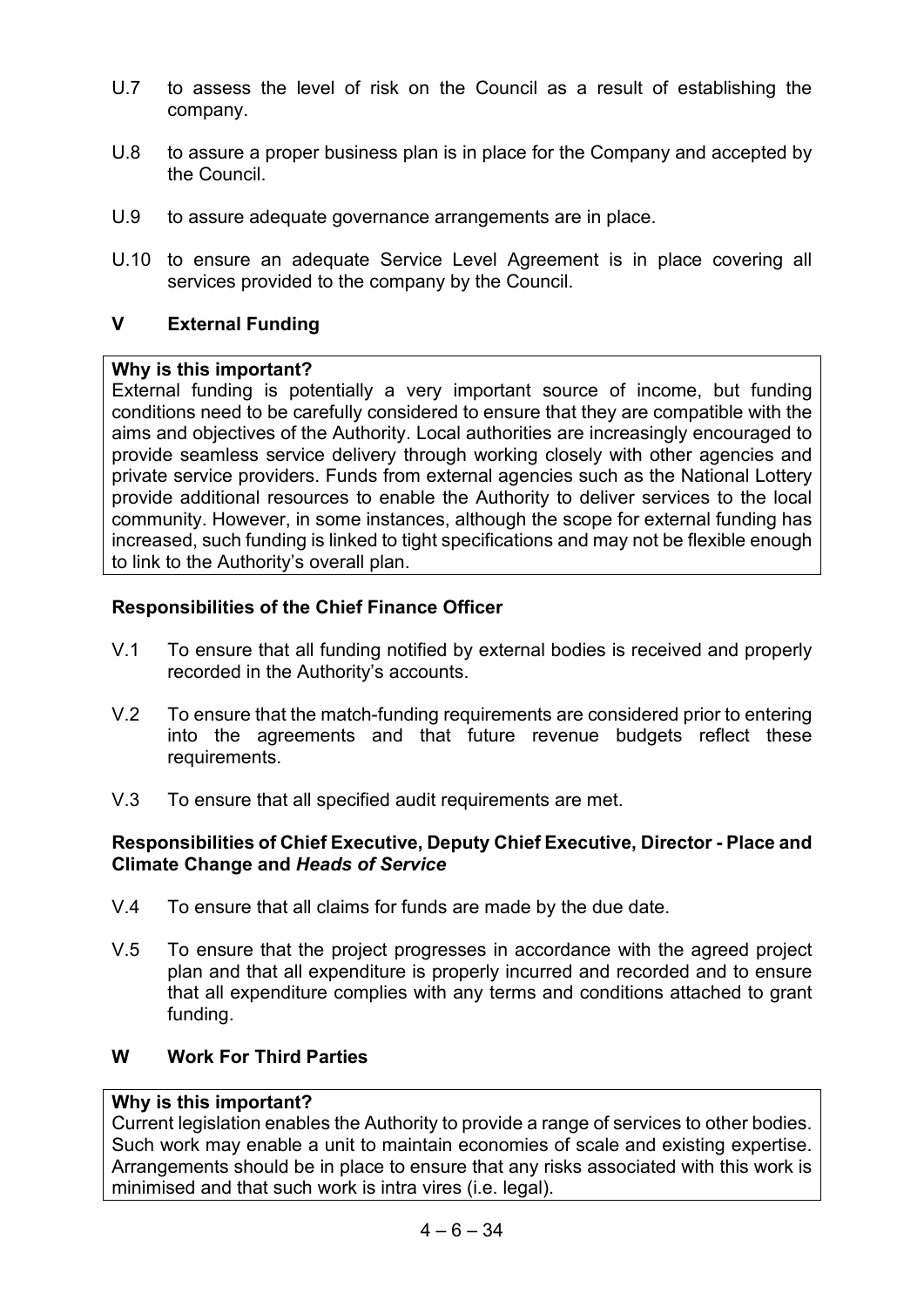U.7 to assess the level of risk on the Council as a result of establishing the company.

U.8 to assure a proper business plan is in place for the Company and accepted by the Council.

U.9 to assure adequate governance arrangements are in place.

U.10 to ensure an adequate Service Level Agreement is in place covering all services provided to the company by the Council.

## V External Funding

**Why is this important?**
External funding is potentially a very important source of income, but funding conditions need to be carefully considered to ensure that they are compatible with the aims and objectives of the Authority. Local authorities are increasingly encouraged to provide seamless service delivery through working closely with other agencies and private service providers. Funds from external agencies such as the National Lottery provide additional resources to enable the Authority to deliver services to the local community. However, in some instances, although the scope for external funding has increased, such funding is linked to tight specifications and may not be flexible enough to link to the Authority's overall plan.

### Responsibilities of the Chief Finance Officer

V.1 To ensure that all funding notified by external bodies is received and properly recorded in the Authority's accounts.

V.2 To ensure that the match-funding requirements are considered prior to entering into the agreements and that future revenue budgets reflect these requirements.

V.3 To ensure that all specified audit requirements are met.

### Responsibilities of Chief Executive, Deputy Chief Executive, Director - Place and Climate Change and *Heads of Service*

V.4 To ensure that all claims for funds are made by the due date.

V.5 To ensure that the project progresses in accordance with the agreed project plan and that all expenditure is properly incurred and recorded and to ensure that all expenditure complies with any terms and conditions attached to grant funding.

## W Work For Third Parties

**Why is this important?**
Current legislation enables the Authority to provide a range of services to other bodies. Such work may enable a unit to maintain economies of scale and existing expertise. Arrangements should be in place to ensure that any risks associated with this work is minimised and that such work is intra vires (i.e. legal).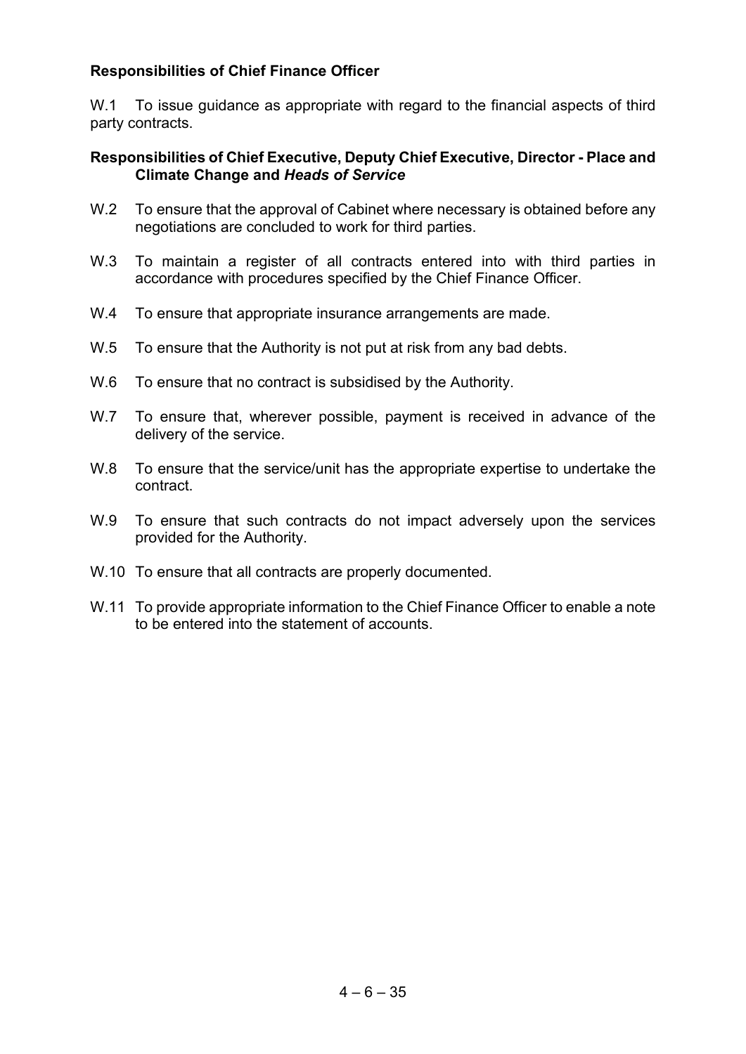**Responsibilities of Chief Finance Officer**

W.1 To issue guidance as appropriate with regard to the financial aspects of third party contracts.

**Responsibilities of Chief Executive, Deputy Chief Executive, Director - Place and Climate Change and *Heads of Service***

W.2 To ensure that the approval of Cabinet where necessary is obtained before any negotiations are concluded to work for third parties.

W.3 To maintain a register of all contracts entered into with third parties in accordance with procedures specified by the Chief Finance Officer.

W.4 To ensure that appropriate insurance arrangements are made.

W.5 To ensure that the Authority is not put at risk from any bad debts.

W.6 To ensure that no contract is subsidised by the Authority.

W.7 To ensure that, wherever possible, payment is received in advance of the delivery of the service.

W.8 To ensure that the service/unit has the appropriate expertise to undertake the contract.

W.9 To ensure that such contracts do not impact adversely upon the services provided for the Authority.

W.10 To ensure that all contracts are properly documented.

W.11 To provide appropriate information to the Chief Finance Officer to enable a note to be entered into the statement of accounts.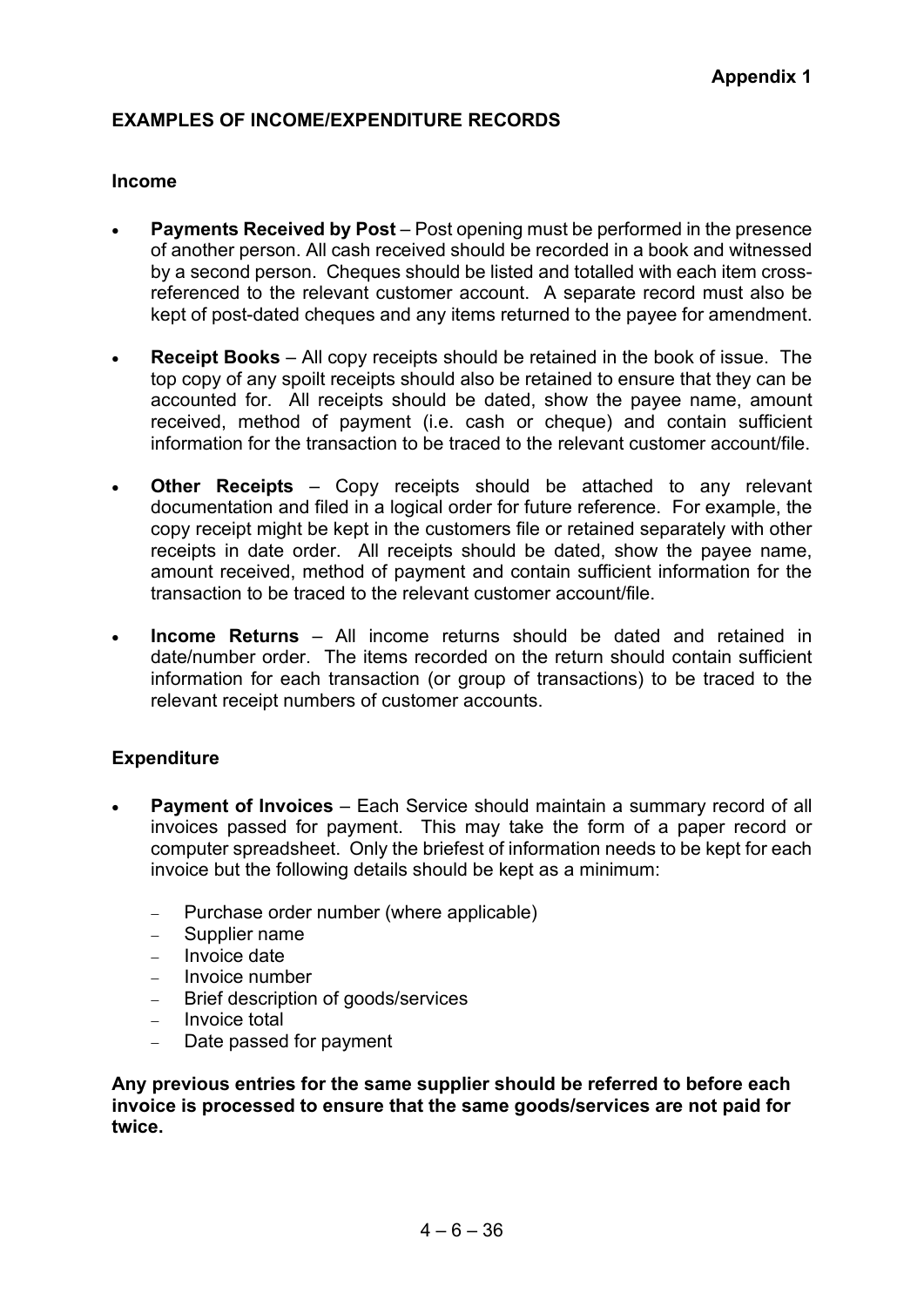**Appendix 1**

## EXAMPLES OF INCOME/EXPENDITURE RECORDS

### Income

- **Payments Received by Post** – Post opening must be performed in the presence of another person. All cash received should be recorded in a book and witnessed by a second person. Cheques should be listed and totalled with each item cross-referenced to the relevant customer account. A separate record must also be kept of post-dated cheques and any items returned to the payee for amendment.

- **Receipt Books** – All copy receipts should be retained in the book of issue. The top copy of any spoilt receipts should also be retained to ensure that they can be accounted for. All receipts should be dated, show the payee name, amount received, method of payment (i.e. cash or cheque) and contain sufficient information for the transaction to be traced to the relevant customer account/file.

- **Other Receipts** – Copy receipts should be attached to any relevant documentation and filed in a logical order for future reference. For example, the copy receipt might be kept in the customers file or retained separately with other receipts in date order. All receipts should be dated, show the payee name, amount received, method of payment and contain sufficient information for the transaction to be traced to the relevant customer account/file.

- **Income Returns** – All income returns should be dated and retained in date/number order. The items recorded on the return should contain sufficient information for each transaction (or group of transactions) to be traced to the relevant receipt numbers of customer accounts.

### Expenditure

- **Payment of Invoices** – Each Service should maintain a summary record of all invoices passed for payment. This may take the form of a paper record or computer spreadsheet. Only the briefest of information needs to be kept for each invoice but the following details should be kept as a minimum:

  - Purchase order number (where applicable)
  - Supplier name
  - Invoice date
  - Invoice number
  - Brief description of goods/services
  - Invoice total
  - Date passed for payment

**Any previous entries for the same supplier should be referred to before each invoice is processed to ensure that the same goods/services are not paid for twice.**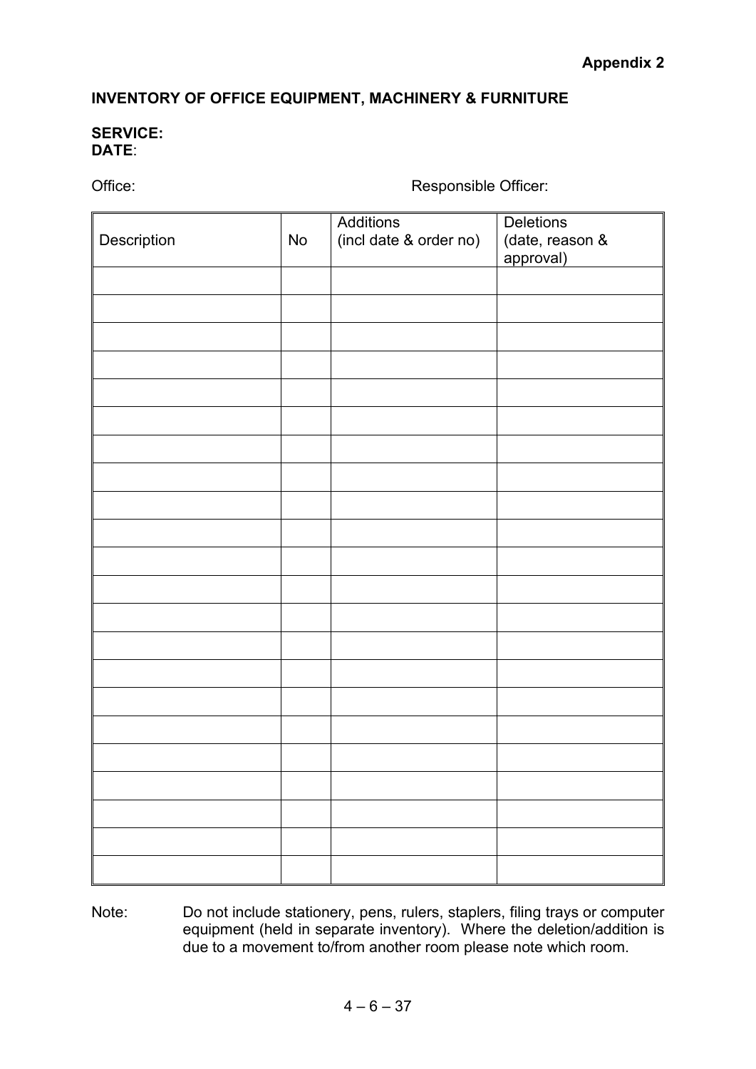**Appendix 2**

**INVENTORY OF OFFICE EQUIPMENT, MACHINERY & FURNITURE**

**SERVICE:**
**DATE**:

Office: Responsible Officer:

| Description | No | Additions (incl date & order no) | Deletions (date, reason & approval) |
|---|---|---|---|
| | | | |
| | | | |
| | | | |
| | | | |
| | | | |
| | | | |
| | | | |
| | | | |
| | | | |
| | | | |
| | | | |
| | | | |
| | | | |
| | | | |
| | | | |
| | | | |
| | | | |
| | | | |
| | | | |
| | | | |
| | | | |
| | | | |

Note: Do not include stationery, pens, rulers, staplers, filing trays or computer equipment (held in separate inventory). Where the deletion/addition is due to a movement to/from another room please note which room.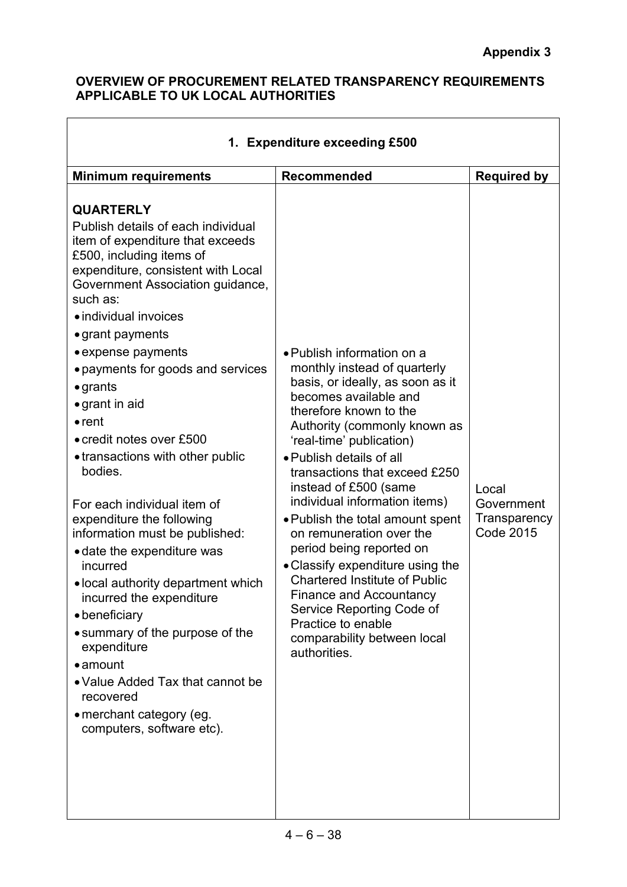**Appendix 3**

**OVERVIEW OF PROCUREMENT RELATED TRANSPARENCY REQUIREMENTS APPLICABLE TO UK LOCAL AUTHORITIES**

| **1. Expenditure exceeding £500** | | |
|---|---|---|
| **Minimum requirements** | **Recommended** | **Required by** |
| **QUARTERLY**<br>Publish details of each individual item of expenditure that exceeds £500, including items of expenditure, consistent with Local Government Association guidance, such as:<br>• individual invoices<br>• grant payments<br>• expense payments<br>• payments for goods and services<br>• grants<br>• grant in aid<br>• rent<br>• credit notes over £500<br>• transactions with other public bodies.<br><br>For each individual item of expenditure the following information must be published:<br>• date the expenditure was incurred<br>• local authority department which incurred the expenditure<br>• beneficiary<br>• summary of the purpose of the expenditure<br>• amount<br>• Value Added Tax that cannot be recovered<br>• merchant category (eg. computers, software etc). | • Publish information on a monthly instead of quarterly basis, or ideally, as soon as it becomes available and therefore known to the Authority (commonly known as 'real-time' publication)<br>• Publish details of all transactions that exceed £250 instead of £500 (same individual information items)<br>• Publish the total amount spent on remuneration over the period being reported on<br>• Classify expenditure using the Chartered Institute of Public Finance and Accountancy Service Reporting Code of Practice to enable comparability between local authorities. | Local Government Transparency Code 2015 |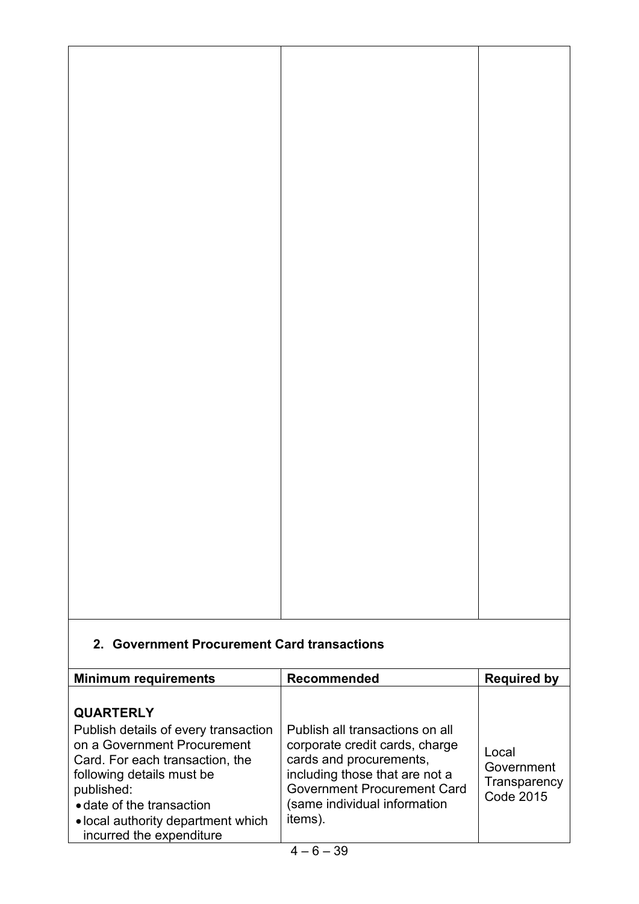## 2. Government Procurement Card transactions

| Minimum requirements | Recommended | Required by |
| --- | --- | --- |
| **QUARTERLY**<br>Publish details of every transaction on a Government Procurement Card. For each transaction, the following details must be published:<br>• date of the transaction<br>• local authority department which incurred the expenditure | Publish all transactions on all corporate credit cards, charge cards and procurements, including those that are not a Government Procurement Card (same individual information items). | Local Government Transparency Code 2015 |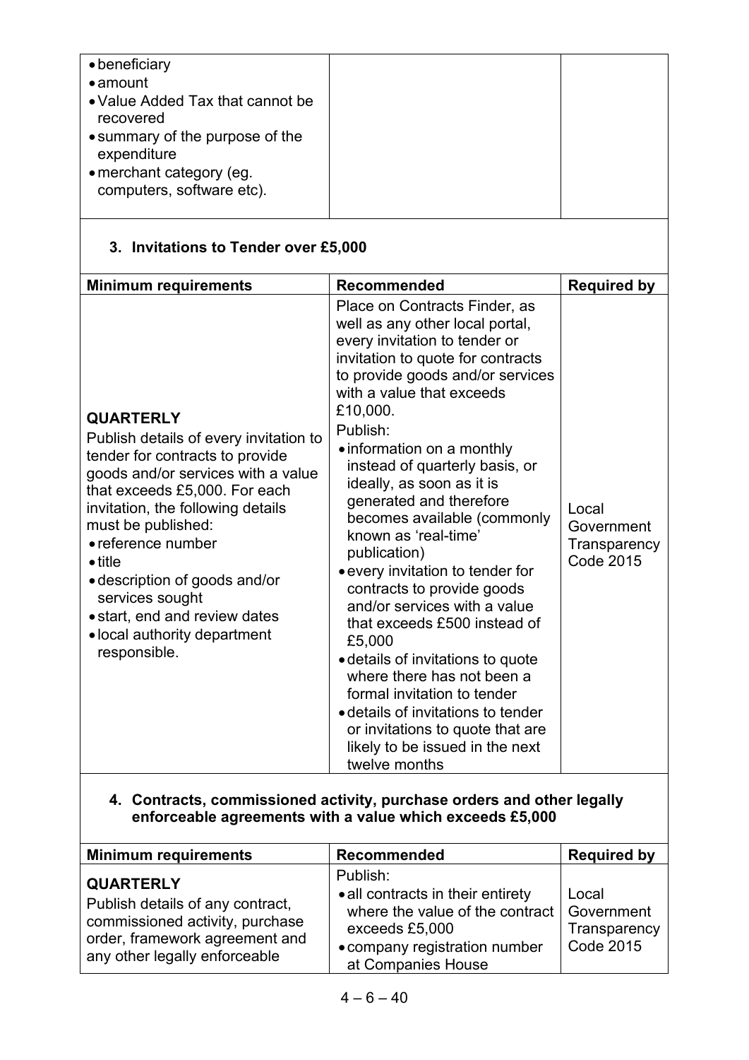| | | |
|---|---|---|
| • beneficiary<br>• amount<br>• Value Added Tax that cannot be recovered<br>• summary of the purpose of the expenditure<br>• merchant category (eg. computers, software etc). | | |

### 3. Invitations to Tender over £5,000

| Minimum requirements | Recommended | Required by |
|---|---|---|
| **QUARTERLY**<br>Publish details of every invitation to tender for contracts to provide goods and/or services with a value that exceeds £5,000. For each invitation, the following details must be published:<br>• reference number<br>• title<br>• description of goods and/or services sought<br>• start, end and review dates<br>• local authority department responsible. | Place on Contracts Finder, as well as any other local portal, every invitation to tender or invitation to quote for contracts to provide goods and/or services with a value that exceeds £10,000.<br>Publish:<br>• information on a monthly instead of quarterly basis, or ideally, as soon as it is generated and therefore becomes available (commonly known as 'real-time' publication)<br>• every invitation to tender for contracts to provide goods and/or services with a value that exceeds £500 instead of £5,000<br>• details of invitations to quote where there has not been a formal invitation to tender<br>• details of invitations to tender or invitations to quote that are likely to be issued in the next twelve months | Local Government Transparency Code 2015 |

### 4. Contracts, commissioned activity, purchase orders and other legally enforceable agreements with a value which exceeds £5,000

| Minimum requirements | Recommended | Required by |
|---|---|---|
| **QUARTERLY**<br>Publish details of any contract, commissioned activity, purchase order, framework agreement and any other legally enforceable | Publish:<br>• all contracts in their entirety where the value of the contract exceeds £5,000<br>• company registration number at Companies House | Local Government Transparency Code 2015 |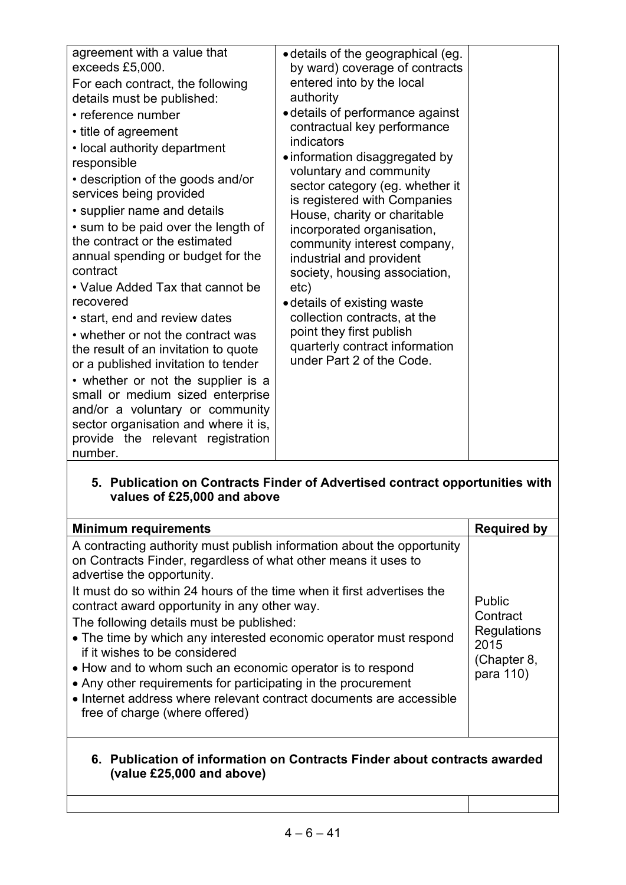| | | |
|---|---|---|
| agreement with a value that exceeds £5,000.<br>For each contract, the following details must be published:<br>• reference number<br>• title of agreement<br>• local authority department responsible<br>• description of the goods and/or services being provided<br>• supplier name and details<br>• sum to be paid over the length of the contract or the estimated annual spending or budget for the contract<br>• Value Added Tax that cannot be recovered<br>• start, end and review dates<br>• whether or not the contract was the result of an invitation to quote or a published invitation to tender<br>• whether or not the supplier is a small or medium sized enterprise and/or a voluntary or community sector organisation and where it is, provide the relevant registration number. | • details of the geographical (eg. by ward) coverage of contracts entered into by the local authority<br>• details of performance against contractual key performance indicators<br>• information disaggregated by voluntary and community sector category (eg. whether it is registered with Companies House, charity or charitable incorporated organisation, community interest company, industrial and provident society, housing association, etc)<br>• details of existing waste collection contracts, at the point they first publish quarterly contract information under Part 2 of the Code. | |

**5. Publication on Contracts Finder of Advertised contract opportunities with values of £25,000 and above**

| Minimum requirements | Required by |
|---|---|
| A contracting authority must publish information about the opportunity on Contracts Finder, regardless of what other means it uses to advertise the opportunity.<br>It must do so within 24 hours of the time when it first advertises the contract award opportunity in any other way.<br>The following details must be published:<br>• The time by which any interested economic operator must respond if it wishes to be considered<br>• How and to whom such an economic operator is to respond<br>• Any other requirements for participating in the procurement<br>• Internet address where relevant contract documents are accessible free of charge (where offered) | Public Contract Regulations 2015 (Chapter 8, para 110) |

**6. Publication of information on Contracts Finder about contracts awarded (value £25,000 and above)**

| | |
|---|---|
| | |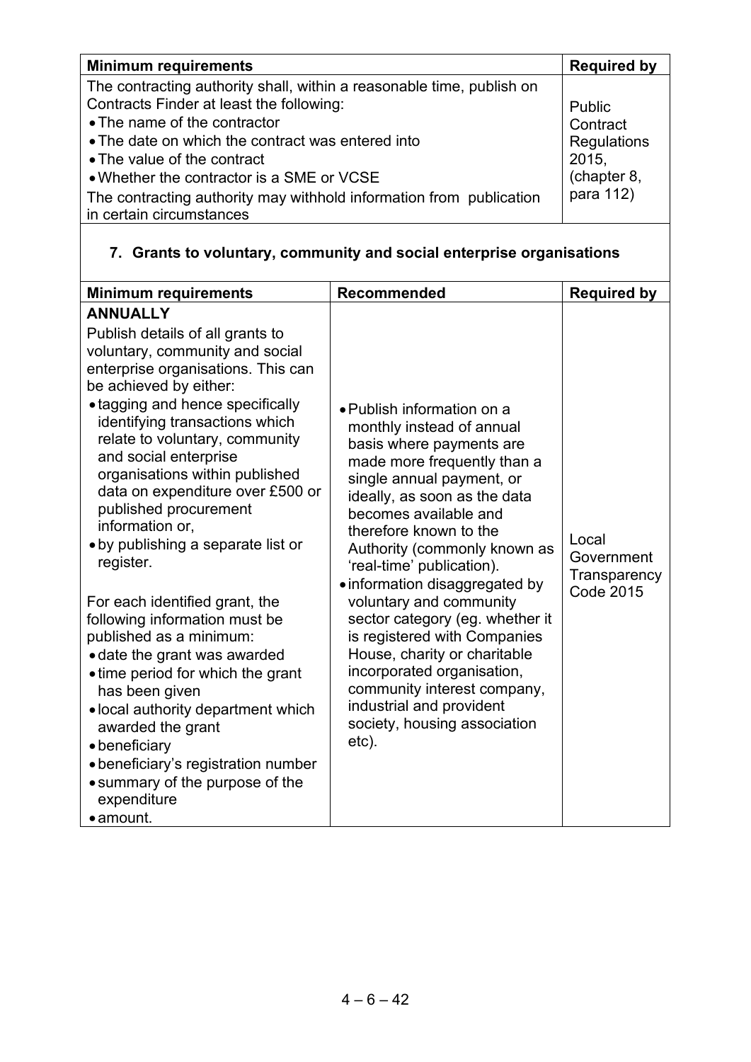| Minimum requirements | Required by |
|---|---|
| The contracting authority shall, within a reasonable time, publish on Contracts Finder at least the following:<br>• The name of the contractor<br>• The date on which the contract was entered into<br>• The value of the contract<br>• Whether the contractor is a SME or VCSE<br>The contracting authority may withhold information from publication in certain circumstances | Public Contract Regulations 2015, (chapter 8, para 112) |

## 7. Grants to voluntary, community and social enterprise organisations

| Minimum requirements | Recommended | Required by |
|---|---|---|
| **ANNUALLY**<br>Publish details of all grants to voluntary, community and social enterprise organisations. This can be achieved by either:<br>• tagging and hence specifically identifying transactions which relate to voluntary, community and social enterprise organisations within published data on expenditure over £500 or published procurement information or,<br>• by publishing a separate list or register.<br><br>For each identified grant, the following information must be published as a minimum:<br>• date the grant was awarded<br>• time period for which the grant has been given<br>• local authority department which awarded the grant<br>• beneficiary<br>• beneficiary's registration number<br>• summary of the purpose of the expenditure<br>• amount. | • Publish information on a monthly instead of annual basis where payments are made more frequently than a single annual payment, or ideally, as soon as the data becomes available and therefore known to the Authority (commonly known as 'real-time' publication).<br>• information disaggregated by voluntary and community sector category (eg. whether it is registered with Companies House, charity or charitable incorporated organisation, community interest company, industrial and provident society, housing association etc). | Local Government Transparency Code 2015 |